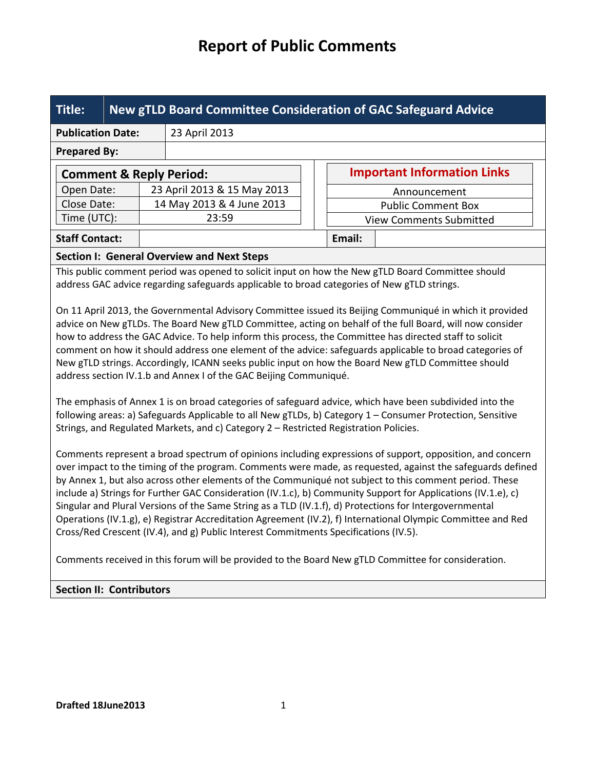# Report of Public Comments

| **Title:** | **New gTLD Board Committee Consideration of GAC Safeguard Advice** |
|---|---|
| **Publication Date:** | 23 April 2013 |
| **Prepared By:** | |

| **Comment & Reply Period:** | |
|---|---|
| Open Date: | 23 April 2013 & 15 May 2013 |
| Close Date: | 14 May 2013 & 4 June 2013 |
| Time (UTC): | 23:59 |

| **Important Information Links** |
|---|
| Announcement |
| Public Comment Box |
| View Comments Submitted |

| **Staff Contact:** | | **Email:** | |
|---|---|---|---|

**Section I: General Overview and Next Steps**

This public comment period was opened to solicit input on how the New gTLD Board Committee should address GAC advice regarding safeguards applicable to broad categories of New gTLD strings.

On 11 April 2013, the Governmental Advisory Committee issued its Beijing Communiqué in which it provided advice on New gTLDs. The Board New gTLD Committee, acting on behalf of the full Board, will now consider how to address the GAC Advice. To help inform this process, the Committee has directed staff to solicit comment on how it should address one element of the advice: safeguards applicable to broad categories of New gTLD strings. Accordingly, ICANN seeks public input on how the Board New gTLD Committee should address section IV.1.b and Annex I of the GAC Beijing Communiqué.

The emphasis of Annex 1 is on broad categories of safeguard advice, which have been subdivided into the following areas: a) Safeguards Applicable to all New gTLDs, b) Category 1 – Consumer Protection, Sensitive Strings, and Regulated Markets, and c) Category 2 – Restricted Registration Policies.

Comments represent a broad spectrum of opinions including expressions of support, opposition, and concern over impact to the timing of the program. Comments were made, as requested, against the safeguards defined by Annex 1, but also across other elements of the Communiqué not subject to this comment period. These include a) Strings for Further GAC Consideration (IV.1.c), b) Community Support for Applications (IV.1.e), c) Singular and Plural Versions of the Same String as a TLD (IV.1.f), d) Protections for Intergovernmental Operations (IV.1.g), e) Registrar Accreditation Agreement (IV.2), f) International Olympic Committee and Red Cross/Red Crescent (IV.4), and g) Public Interest Commitments Specifications (IV.5).

Comments received in this forum will be provided to the Board New gTLD Committee for consideration.

**Section II: Contributors**

**Drafted 18June2013**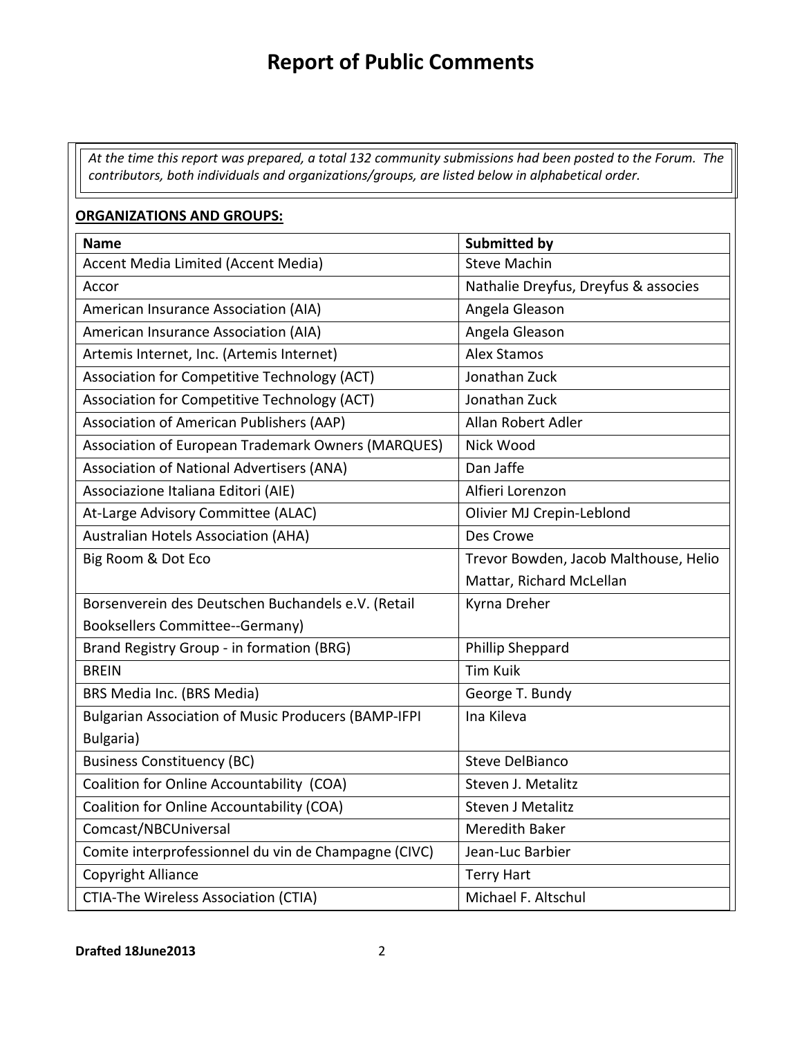# Report of Public Comments

*At the time this report was prepared, a total 132 community submissions had been posted to the Forum. The contributors, both individuals and organizations/groups, are listed below in alphabetical order.*

**ORGANIZATIONS AND GROUPS:**

| Name | Submitted by |
|---|---|
| Accent Media Limited (Accent Media) | Steve Machin |
| Accor | Nathalie Dreyfus, Dreyfus & associes |
| American Insurance Association (AIA) | Angela Gleason |
| American Insurance Association (AIA) | Angela Gleason |
| Artemis Internet, Inc. (Artemis Internet) | Alex Stamos |
| Association for Competitive Technology (ACT) | Jonathan Zuck |
| Association for Competitive Technology (ACT) | Jonathan Zuck |
| Association of American Publishers (AAP) | Allan Robert Adler |
| Association of European Trademark Owners (MARQUES) | Nick Wood |
| Association of National Advertisers (ANA) | Dan Jaffe |
| Associazione Italiana Editori (AIE) | Alfieri Lorenzon |
| At-Large Advisory Committee (ALAC) | OIivier MJ Crepin-Leblond |
| Australian Hotels Association (AHA) | Des Crowe |
| Big Room & Dot Eco | Trevor Bowden, Jacob Malthouse, Helio Mattar, Richard McLellan |
| Borsenverein des Deutschen Buchandels e.V. (Retail Booksellers Committee--Germany) | Kyrna Dreher |
| Brand Registry Group - in formation (BRG) | Phillip Sheppard |
| BREIN | Tim Kuik |
| BRS Media Inc. (BRS Media) | George T. Bundy |
| Bulgarian Association of Music Producers (BAMP-IFPI Bulgaria) | Ina Kileva |
| Business Constituency (BC) | Steve DelBianco |
| Coalition for Online Accountability (COA) | Steven J. Metalitz |
| Coalition for Online Accountability (COA) | Steven J Metalitz |
| Comcast/NBCUniversal | Meredith Baker |
| Comite interprofessionnel du vin de Champagne (CIVC) | Jean-Luc Barbier |
| Copyright Alliance | Terry Hart |
| CTIA-The Wireless Association (CTIA) | Michael F. Altschul |

**Drafted 18June2013**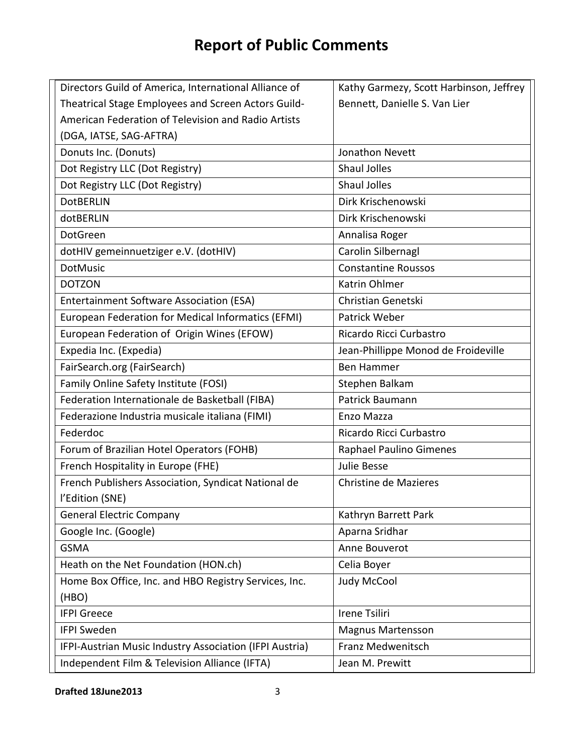# Report of Public Comments

| | |
|---|---|
| Directors Guild of America, International Alliance of Theatrical Stage Employees and Screen Actors Guild-American Federation of Television and Radio Artists (DGA, IATSE, SAG-AFTRA) | Kathy Garmezy, Scott Harbinson, Jeffrey Bennett, Danielle S. Van Lier |
| Donuts Inc. (Donuts) | Jonathon Nevett |
| Dot Registry LLC (Dot Registry) | Shaul Jolles |
| Dot Registry LLC (Dot Registry) | Shaul Jolles |
| DotBERLIN | Dirk Krischenowski |
| dotBERLIN | Dirk Krischenowski |
| DotGreen | Annalisa Roger |
| dotHIV gemeinnuetziger e.V. (dotHIV) | Carolin Silbernagl |
| DotMusic | Constantine Roussos |
| DOTZON | Katrin Ohlmer |
| Entertainment Software Association (ESA) | Christian Genetski |
| European Federation for Medical Informatics (EFMI) | Patrick Weber |
| European Federation of Origin Wines (EFOW) | Ricardo Ricci Curbastro |
| Expedia Inc. (Expedia) | Jean-Phillippe Monod de Froideville |
| FairSearch.org (FairSearch) | Ben Hammer |
| Family Online Safety Institute (FOSI) | Stephen Balkam |
| Federation Internationale de Basketball (FIBA) | Patrick Baumann |
| Federazione Industria musicale italiana (FIMI) | Enzo Mazza |
| Federdoc | Ricardo Ricci Curbastro |
| Forum of Brazilian Hotel Operators (FOHB) | Raphael Paulino Gimenes |
| French Hospitality in Europe (FHE) | Julie Besse |
| French Publishers Association, Syndicat National de l'Edition (SNE) | Christine de Mazieres |
| General Electric Company | Kathryn Barrett Park |
| Google Inc. (Google) | Aparna Sridhar |
| GSMA | Anne Bouverot |
| Heath on the Net Foundation (HON.ch) | Celia Boyer |
| Home Box Office, Inc. and HBO Registry Services, Inc. (HBO) | Judy McCool |
| IFPI Greece | Irene Tsiliri |
| IFPI Sweden | Magnus Martensson |
| IFPI-Austrian Music Industry Association (IFPI Austria) | Franz Medwenitsch |
| Independent Film & Television Alliance (IFTA) | Jean M. Prewitt |

**Drafted 18June2013**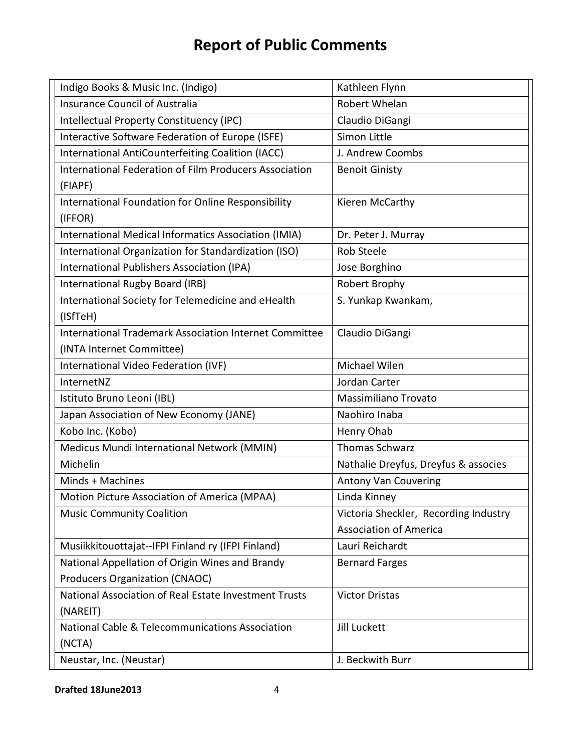# Report of Public Comments

| | |
|---|---|
| Indigo Books & Music Inc. (Indigo) | Kathleen Flynn |
| Insurance Council of Australia | Robert Whelan |
| Intellectual Property Constituency (IPC) | Claudio DiGangi |
| Interactive Software Federation of Europe (ISFE) | Simon Little |
| International AntiCounterfeiting Coalition (IACC) | J. Andrew Coombs |
| International Federation of Film Producers Association (FIAPF) | Benoit Ginisty |
| International Foundation for Online Responsibility (IFFOR) | Kieren McCarthy |
| International Medical Informatics Association (IMIA) | Dr. Peter J. Murray |
| International Organization for Standardization (ISO) | Rob Steele |
| International Publishers Association (IPA) | Jose Borghino |
| International Rugby Board (IRB) | Robert Brophy |
| International Society for Telemedicine and eHealth (ISfTeH) | S. Yunkap Kwankam, |
| International Trademark Association Internet Committee (INTA Internet Committee) | Claudio DiGangi |
| International Video Federation (IVF) | Michael Wilen |
| InternetNZ | Jordan Carter |
| Istituto Bruno Leoni (IBL) | Massimiliano Trovato |
| Japan Association of New Economy (JANE) | Naohiro Inaba |
| Kobo Inc. (Kobo) | Henry Ohab |
| Medicus Mundi International Network (MMIN) | Thomas Schwarz |
| Michelin | Nathalie Dreyfus, Dreyfus & associes |
| Minds + Machines | Antony Van Couvering |
| Motion Picture Association of America (MPAA) | Linda Kinney |
| Music Community Coalition | Victoria Sheckler, Recording Industry Association of America |
| Musiikkitouottajat--IFPI Finland ry (IFPI Finland) | Lauri Reichardt |
| National Appellation of Origin Wines and Brandy Producers Organization (CNAOC) | Bernard Farges |
| National Association of Real Estate Investment Trusts (NAREIT) | Victor Dristas |
| National Cable & Telecommunications Association (NCTA) | Jill Luckett |
| Neustar, Inc. (Neustar) | J. Beckwith Burr |

**Drafted 18June2013**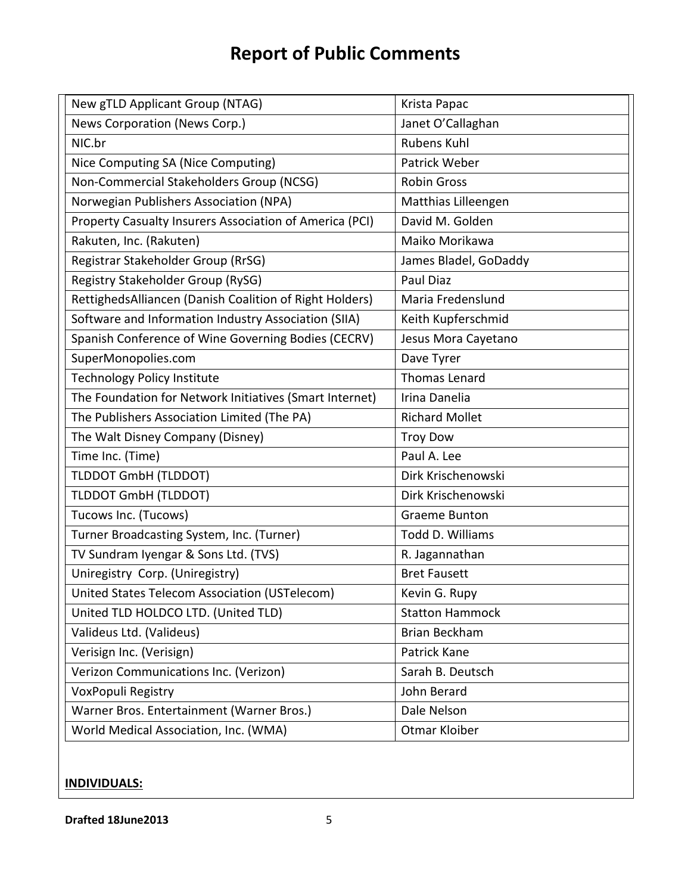# Report of Public Comments

| | |
|---|---|
| New gTLD Applicant Group (NTAG) | Krista Papac |
| News Corporation (News Corp.) | Janet O'Callaghan |
| NIC.br | Rubens Kuhl |
| Nice Computing SA (Nice Computing) | Patrick Weber |
| Non-Commercial Stakeholders Group (NCSG) | Robin Gross |
| Norwegian Publishers Association (NPA) | Matthias Lilleengen |
| Property Casualty Insurers Association of America (PCI) | David M. Golden |
| Rakuten, Inc. (Rakuten) | Maiko Morikawa |
| Registrar Stakeholder Group (RrSG) | James Bladel, GoDaddy |
| Registry Stakeholder Group (RySG) | Paul Diaz |
| RettighedsAlliancen (Danish Coalition of Right Holders) | Maria Fredenslund |
| Software and Information Industry Association (SIIA) | Keith Kupferschmid |
| Spanish Conference of Wine Governing Bodies (CECRV) | Jesus Mora Cayetano |
| SuperMonopolies.com | Dave Tyrer |
| Technology Policy Institute | Thomas Lenard |
| The Foundation for Network Initiatives (Smart Internet) | Irina Danelia |
| The Publishers Association Limited (The PA) | Richard Mollet |
| The Walt Disney Company (Disney) | Troy Dow |
| Time Inc. (Time) | Paul A. Lee |
| TLDDOT GmbH (TLDDOT) | Dirk Krischenowski |
| TLDDOT GmbH (TLDDOT) | Dirk Krischenowski |
| Tucows Inc. (Tucows) | Graeme Bunton |
| Turner Broadcasting System, Inc. (Turner) | Todd D. Williams |
| TV Sundram Iyengar & Sons Ltd. (TVS) | R. Jagannathan |
| Uniregistry Corp. (Uniregistry) | Bret Fausett |
| United States Telecom Association (USTelecom) | Kevin G. Rupy |
| United TLD HOLDCO LTD. (United TLD) | Statton Hammock |
| Valideus Ltd. (Valideus) | Brian Beckham |
| Verisign Inc. (Verisign) | Patrick Kane |
| Verizon Communications Inc. (Verizon) | Sarah B. Deutsch |
| VoxPopuli Registry | John Berard |
| Warner Bros. Entertainment (Warner Bros.) | Dale Nelson |
| World Medical Association, Inc. (WMA) | Otmar Kloiber |

**INDIVIDUALS:**

**Drafted 18June2013**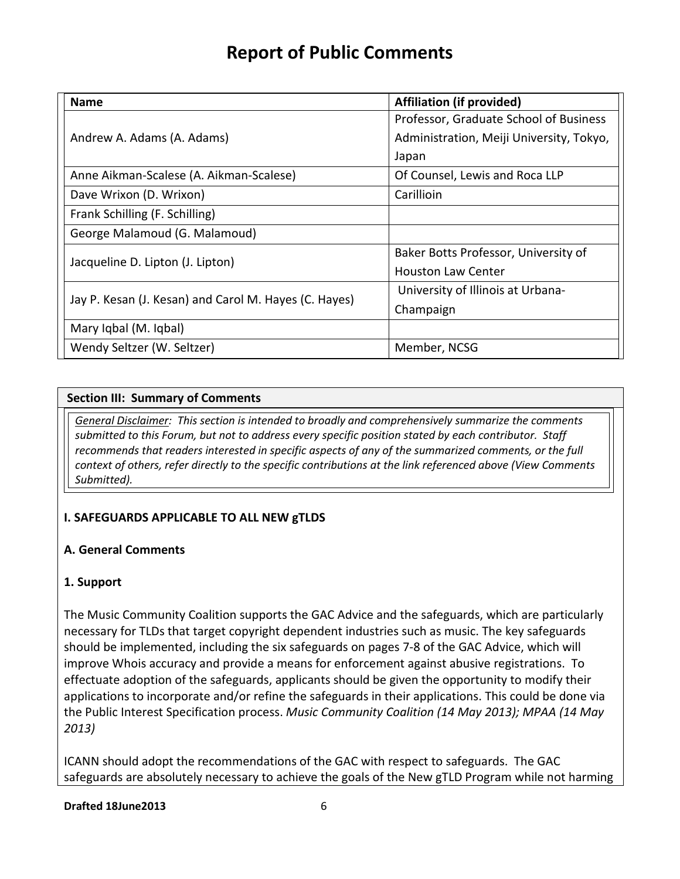# Report of Public Comments

| Name | Affiliation (if provided) |
|---|---|
| Andrew A. Adams (A. Adams) | Professor, Graduate School of Business Administration, Meiji University, Tokyo, Japan |
| Anne Aikman-Scalese (A. Aikman-Scalese) | Of Counsel, Lewis and Roca LLP |
| Dave Wrixon (D. Wrixon) | Carillioin |
| Frank Schilling (F. Schilling) | |
| George Malamoud (G. Malamoud) | |
| Jacqueline D. Lipton (J. Lipton) | Baker Botts Professor, University of Houston Law Center |
| Jay P. Kesan (J. Kesan) and Carol M. Hayes (C. Hayes) | University of Illinois at Urbana-Champaign |
| Mary Iqbal (M. Iqbal) | |
| Wendy Seltzer (W. Seltzer) | Member, NCSG |

**Section III: Summary of Comments**

*General Disclaimer: This section is intended to broadly and comprehensively summarize the comments submitted to this Forum, but not to address every specific position stated by each contributor. Staff recommends that readers interested in specific aspects of any of the summarized comments, or the full context of others, refer directly to the specific contributions at the link referenced above (View Comments Submitted).*

**I. SAFEGUARDS APPLICABLE TO ALL NEW gTLDS**

**A. General Comments**

**1. Support**

The Music Community Coalition supports the GAC Advice and the safeguards, which are particularly necessary for TLDs that target copyright dependent industries such as music. The key safeguards should be implemented, including the six safeguards on pages 7-8 of the GAC Advice, which will improve Whois accuracy and provide a means for enforcement against abusive registrations. To effectuate adoption of the safeguards, applicants should be given the opportunity to modify their applications to incorporate and/or refine the safeguards in their applications. This could be done via the Public Interest Specification process. *Music Community Coalition (14 May 2013); MPAA (14 May 2013)*

ICANN should adopt the recommendations of the GAC with respect to safeguards. The GAC safeguards are absolutely necessary to achieve the goals of the New gTLD Program while not harming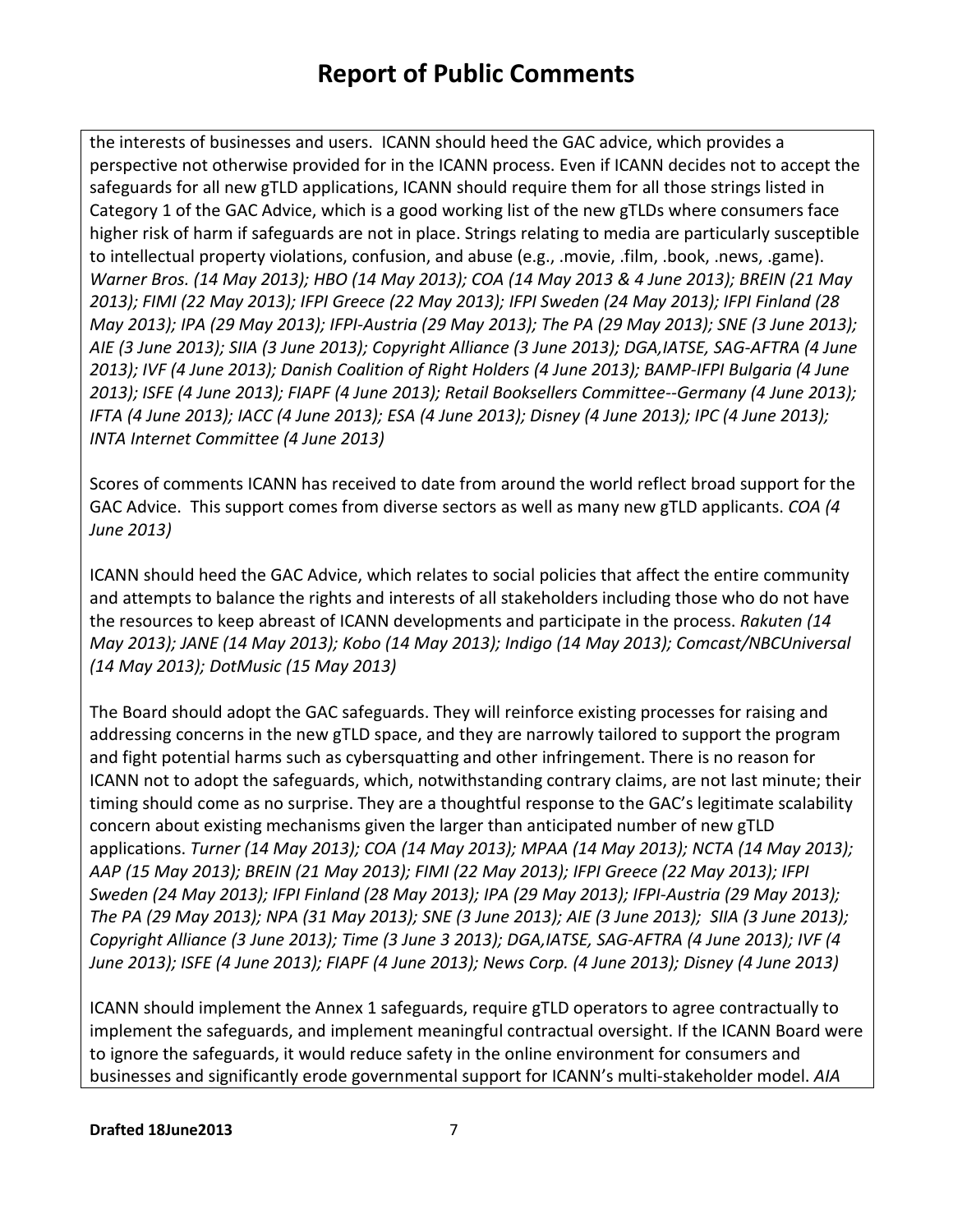the interests of businesses and users. ICANN should heed the GAC advice, which provides a perspective not otherwise provided for in the ICANN process. Even if ICANN decides not to accept the safeguards for all new gTLD applications, ICANN should require them for all those strings listed in Category 1 of the GAC Advice, which is a good working list of the new gTLDs where consumers face higher risk of harm if safeguards are not in place. Strings relating to media are particularly susceptible to intellectual property violations, confusion, and abuse (e.g., .movie, .film, .book, .news, .game). *Warner Bros. (14 May 2013); HBO (14 May 2013); COA (14 May 2013 & 4 June 2013); BREIN (21 May 2013); FIMI (22 May 2013); IFPI Greece (22 May 2013); IFPI Sweden (24 May 2013); IFPI Finland (28 May 2013); IPA (29 May 2013); IFPI-Austria (29 May 2013); The PA (29 May 2013); SNE (3 June 2013); AIE (3 June 2013); SIIA (3 June 2013); Copyright Alliance (3 June 2013); DGA,IATSE, SAG-AFTRA (4 June 2013); IVF (4 June 2013); Danish Coalition of Right Holders (4 June 2013); BAMP-IFPI Bulgaria (4 June 2013); ISFE (4 June 2013); FIAPF (4 June 2013); Retail Booksellers Committee--Germany (4 June 2013); IFTA (4 June 2013); IACC (4 June 2013); ESA (4 June 2013); Disney (4 June 2013); IPC (4 June 2013); INTA Internet Committee (4 June 2013)*

Scores of comments ICANN has received to date from around the world reflect broad support for the GAC Advice. This support comes from diverse sectors as well as many new gTLD applicants. *COA (4 June 2013)*

ICANN should heed the GAC Advice, which relates to social policies that affect the entire community and attempts to balance the rights and interests of all stakeholders including those who do not have the resources to keep abreast of ICANN developments and participate in the process. *Rakuten (14 May 2013); JANE (14 May 2013); Kobo (14 May 2013); Indigo (14 May 2013); Comcast/NBCUniversal (14 May 2013); DotMusic (15 May 2013)*

The Board should adopt the GAC safeguards. They will reinforce existing processes for raising and addressing concerns in the new gTLD space, and they are narrowly tailored to support the program and fight potential harms such as cybersquatting and other infringement. There is no reason for ICANN not to adopt the safeguards, which, notwithstanding contrary claims, are not last minute; their timing should come as no surprise. They are a thoughtful response to the GAC's legitimate scalability concern about existing mechanisms given the larger than anticipated number of new gTLD applications. *Turner (14 May 2013); COA (14 May 2013); MPAA (14 May 2013); NCTA (14 May 2013); AAP (15 May 2013); BREIN (21 May 2013); FIMI (22 May 2013); IFPI Greece (22 May 2013); IFPI Sweden (24 May 2013); IFPI Finland (28 May 2013); IPA (29 May 2013); IFPI-Austria (29 May 2013); The PA (29 May 2013); NPA (31 May 2013); SNE (3 June 2013); AIE (3 June 2013); SIIA (3 June 2013); Copyright Alliance (3 June 2013); Time (3 June 3 2013); DGA,IATSE, SAG-AFTRA (4 June 2013); IVF (4 June 2013); ISFE (4 June 2013); FIAPF (4 June 2013); News Corp. (4 June 2013); Disney (4 June 2013)*

ICANN should implement the Annex 1 safeguards, require gTLD operators to agree contractually to implement the safeguards, and implement meaningful contractual oversight. If the ICANN Board were to ignore the safeguards, it would reduce safety in the online environment for consumers and businesses and significantly erode governmental support for ICANN's multi-stakeholder model. *AIA*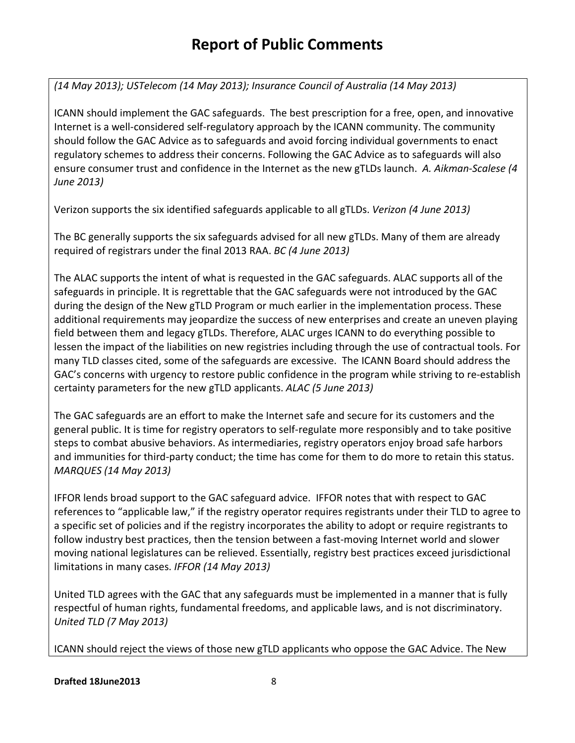*(14 May 2013); USTelecom (14 May 2013); Insurance Council of Australia (14 May 2013)*

ICANN should implement the GAC safeguards. The best prescription for a free, open, and innovative Internet is a well-considered self-regulatory approach by the ICANN community. The community should follow the GAC Advice as to safeguards and avoid forcing individual governments to enact regulatory schemes to address their concerns. Following the GAC Advice as to safeguards will also ensure consumer trust and confidence in the Internet as the new gTLDs launch. *A. Aikman-Scalese (4 June 2013)*

Verizon supports the six identified safeguards applicable to all gTLDs. *Verizon (4 June 2013)*

The BC generally supports the six safeguards advised for all new gTLDs. Many of them are already required of registrars under the final 2013 RAA. *BC (4 June 2013)*

The ALAC supports the intent of what is requested in the GAC safeguards. ALAC supports all of the safeguards in principle. It is regrettable that the GAC safeguards were not introduced by the GAC during the design of the New gTLD Program or much earlier in the implementation process. These additional requirements may jeopardize the success of new enterprises and create an uneven playing field between them and legacy gTLDs. Therefore, ALAC urges ICANN to do everything possible to lessen the impact of the liabilities on new registries including through the use of contractual tools. For many TLD classes cited, some of the safeguards are excessive. The ICANN Board should address the GAC's concerns with urgency to restore public confidence in the program while striving to re-establish certainty parameters for the new gTLD applicants. *ALAC (5 June 2013)*

The GAC safeguards are an effort to make the Internet safe and secure for its customers and the general public. It is time for registry operators to self-regulate more responsibly and to take positive steps to combat abusive behaviors. As intermediaries, registry operators enjoy broad safe harbors and immunities for third-party conduct; the time has come for them to do more to retain this status. *MARQUES (14 May 2013)*

IFFOR lends broad support to the GAC safeguard advice. IFFOR notes that with respect to GAC references to "applicable law," if the registry operator requires registrants under their TLD to agree to a specific set of policies and if the registry incorporates the ability to adopt or require registrants to follow industry best practices, then the tension between a fast-moving Internet world and slower moving national legislatures can be relieved. Essentially, registry best practices exceed jurisdictional limitations in many cases. *IFFOR (14 May 2013)*

United TLD agrees with the GAC that any safeguards must be implemented in a manner that is fully respectful of human rights, fundamental freedoms, and applicable laws, and is not discriminatory. *United TLD (7 May 2013)*

ICANN should reject the views of those new gTLD applicants who oppose the GAC Advice. The New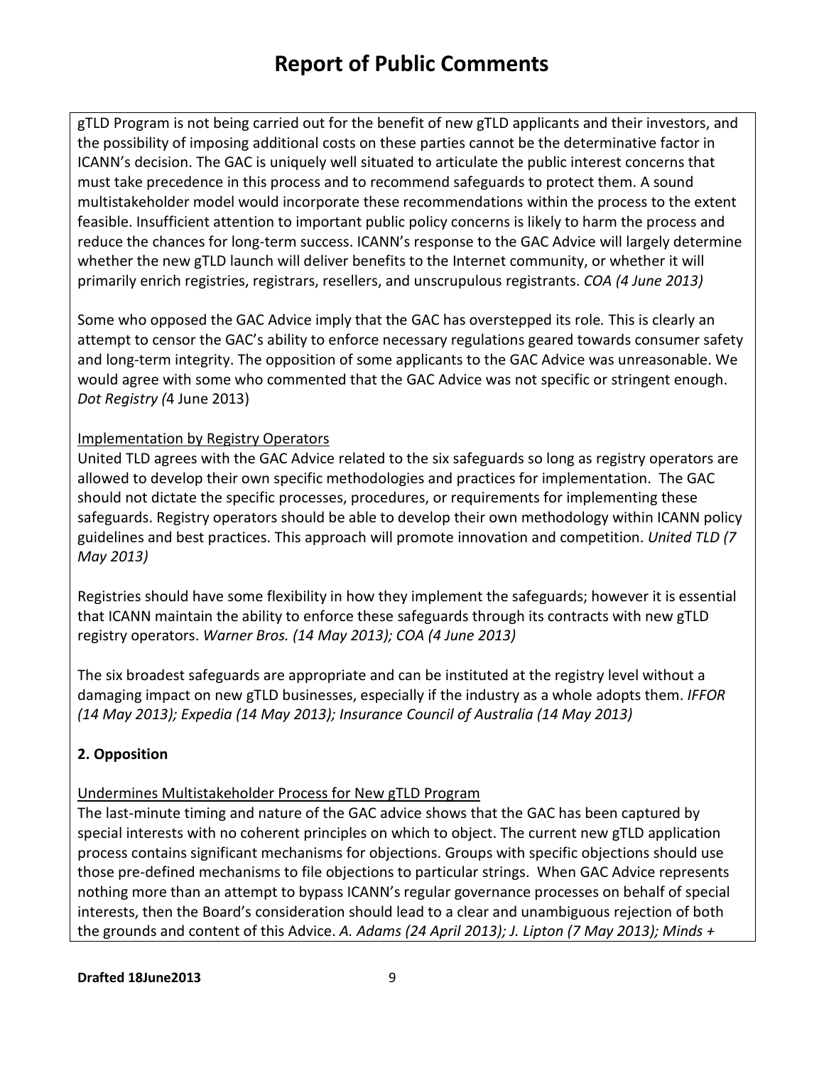gTLD Program is not being carried out for the benefit of new gTLD applicants and their investors, and the possibility of imposing additional costs on these parties cannot be the determinative factor in ICANN's decision. The GAC is uniquely well situated to articulate the public interest concerns that must take precedence in this process and to recommend safeguards to protect them. A sound multistakeholder model would incorporate these recommendations within the process to the extent feasible. Insufficient attention to important public policy concerns is likely to harm the process and reduce the chances for long-term success. ICANN's response to the GAC Advice will largely determine whether the new gTLD launch will deliver benefits to the Internet community, or whether it will primarily enrich registries, registrars, resellers, and unscrupulous registrants. *COA (4 June 2013)*

Some who opposed the GAC Advice imply that the GAC has overstepped its role. This is clearly an attempt to censor the GAC's ability to enforce necessary regulations geared towards consumer safety and long-term integrity. The opposition of some applicants to the GAC Advice was unreasonable. We would agree with some who commented that the GAC Advice was not specific or stringent enough. *Dot Registry (*4 June 2013)

Implementation by Registry Operators

United TLD agrees with the GAC Advice related to the six safeguards so long as registry operators are allowed to develop their own specific methodologies and practices for implementation. The GAC should not dictate the specific processes, procedures, or requirements for implementing these safeguards. Registry operators should be able to develop their own methodology within ICANN policy guidelines and best practices. This approach will promote innovation and competition. *United TLD (7 May 2013)*

Registries should have some flexibility in how they implement the safeguards; however it is essential that ICANN maintain the ability to enforce these safeguards through its contracts with new gTLD registry operators. *Warner Bros. (14 May 2013); COA (4 June 2013)*

The six broadest safeguards are appropriate and can be instituted at the registry level without a damaging impact on new gTLD businesses, especially if the industry as a whole adopts them. *IFFOR (14 May 2013); Expedia (14 May 2013); Insurance Council of Australia (14 May 2013)*

**2. Opposition**

Undermines Multistakeholder Process for New gTLD Program

The last-minute timing and nature of the GAC advice shows that the GAC has been captured by special interests with no coherent principles on which to object. The current new gTLD application process contains significant mechanisms for objections. Groups with specific objections should use those pre-defined mechanisms to file objections to particular strings. When GAC Advice represents nothing more than an attempt to bypass ICANN's regular governance processes on behalf of special interests, then the Board's consideration should lead to a clear and unambiguous rejection of both the grounds and content of this Advice. *A. Adams (24 April 2013); J. Lipton (7 May 2013); Minds +*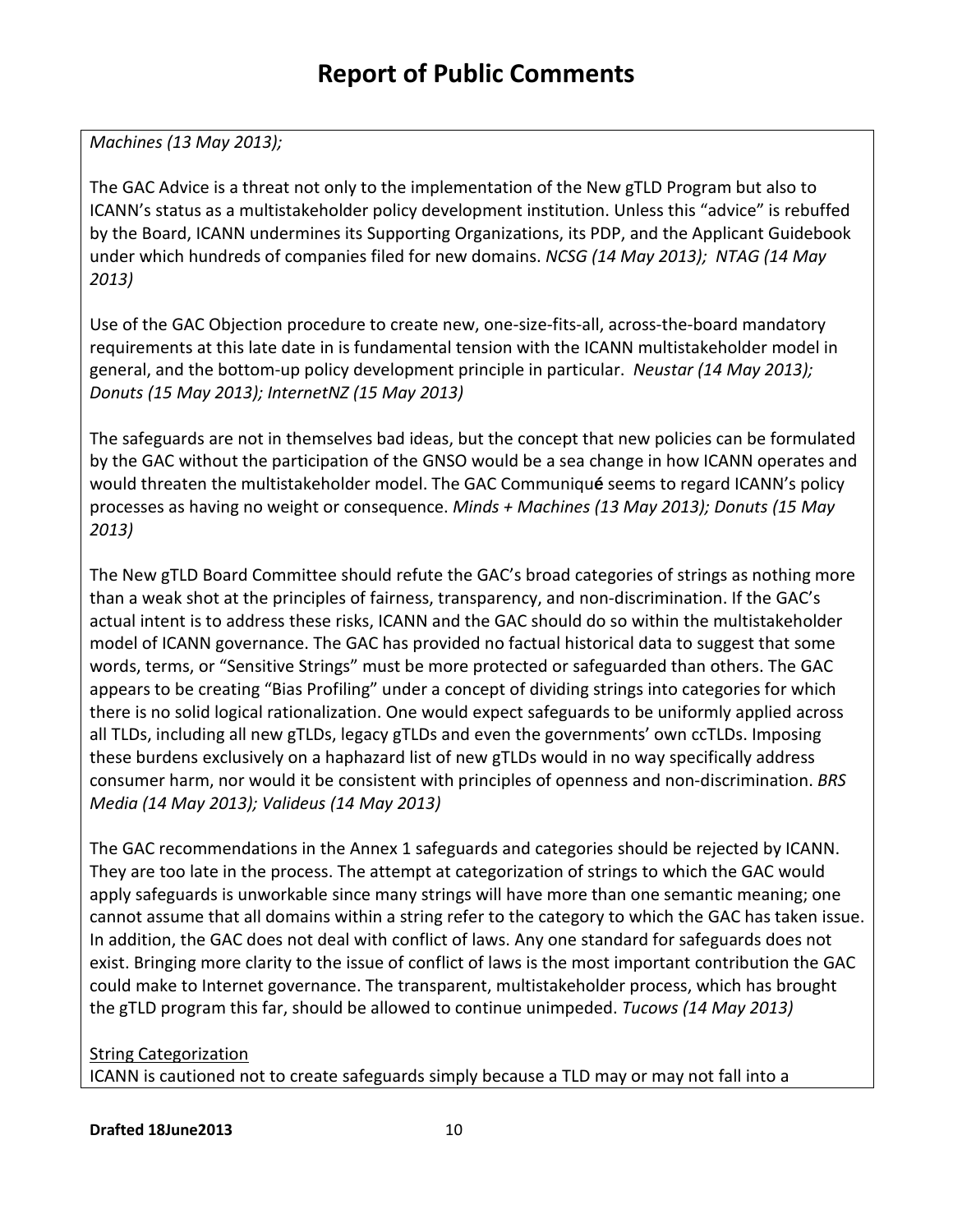*Machines (13 May 2013);*

The GAC Advice is a threat not only to the implementation of the New gTLD Program but also to ICANN's status as a multistakeholder policy development institution. Unless this "advice" is rebuffed by the Board, ICANN undermines its Supporting Organizations, its PDP, and the Applicant Guidebook under which hundreds of companies filed for new domains. *NCSG (14 May 2013); NTAG (14 May 2013)*

Use of the GAC Objection procedure to create new, one-size-fits-all, across-the-board mandatory requirements at this late date in is fundamental tension with the ICANN multistakeholder model in general, and the bottom-up policy development principle in particular. *Neustar (14 May 2013); Donuts (15 May 2013); InternetNZ (15 May 2013)*

The safeguards are not in themselves bad ideas, but the concept that new policies can be formulated by the GAC without the participation of the GNSO would be a sea change in how ICANN operates and would threaten the multistakeholder model. The GAC Communiqu**é** seems to regard ICANN's policy processes as having no weight or consequence. *Minds + Machines (13 May 2013); Donuts (15 May 2013)*

The New gTLD Board Committee should refute the GAC's broad categories of strings as nothing more than a weak shot at the principles of fairness, transparency, and non-discrimination. If the GAC's actual intent is to address these risks, ICANN and the GAC should do so within the multistakeholder model of ICANN governance. The GAC has provided no factual historical data to suggest that some words, terms, or "Sensitive Strings" must be more protected or safeguarded than others. The GAC appears to be creating "Bias Profiling" under a concept of dividing strings into categories for which there is no solid logical rationalization. One would expect safeguards to be uniformly applied across all TLDs, including all new gTLDs, legacy gTLDs and even the governments' own ccTLDs. Imposing these burdens exclusively on a haphazard list of new gTLDs would in no way specifically address consumer harm, nor would it be consistent with principles of openness and non-discrimination. *BRS Media (14 May 2013); Valideus (14 May 2013)*

The GAC recommendations in the Annex 1 safeguards and categories should be rejected by ICANN. They are too late in the process. The attempt at categorization of strings to which the GAC would apply safeguards is unworkable since many strings will have more than one semantic meaning; one cannot assume that all domains within a string refer to the category to which the GAC has taken issue. In addition, the GAC does not deal with conflict of laws. Any one standard for safeguards does not exist. Bringing more clarity to the issue of conflict of laws is the most important contribution the GAC could make to Internet governance. The transparent, multistakeholder process, which has brought the gTLD program this far, should be allowed to continue unimpeded. *Tucows (14 May 2013)*

<u>String Categorization</u>
ICANN is cautioned not to create safeguards simply because a TLD may or may not fall into a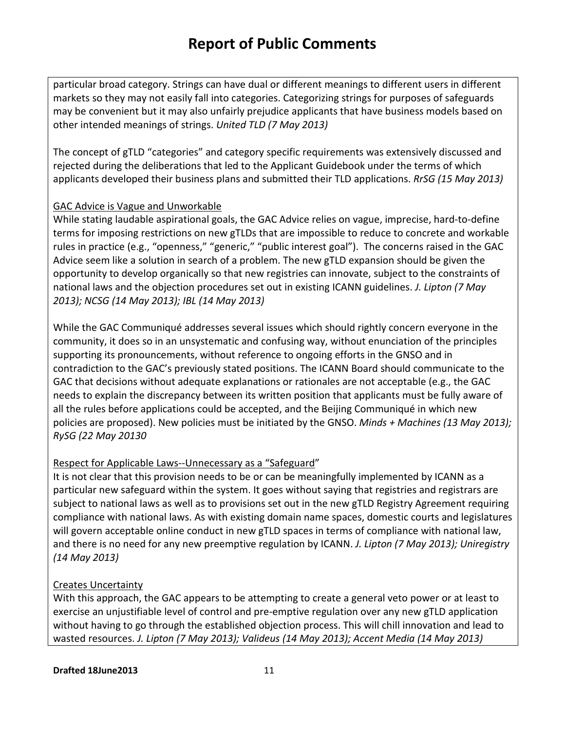particular broad category. Strings can have dual or different meanings to different users in different markets so they may not easily fall into categories. Categorizing strings for purposes of safeguards may be convenient but it may also unfairly prejudice applicants that have business models based on other intended meanings of strings. *United TLD (7 May 2013)*

The concept of gTLD "categories" and category specific requirements was extensively discussed and rejected during the deliberations that led to the Applicant Guidebook under the terms of which applicants developed their business plans and submitted their TLD applications. *RrSG (15 May 2013)*

<u>GAC Advice is Vague and Unworkable</u>

While stating laudable aspirational goals, the GAC Advice relies on vague, imprecise, hard-to-define terms for imposing restrictions on new gTLDs that are impossible to reduce to concrete and workable rules in practice (e.g., "openness," "generic," "public interest goal"). The concerns raised in the GAC Advice seem like a solution in search of a problem. The new gTLD expansion should be given the opportunity to develop organically so that new registries can innovate, subject to the constraints of national laws and the objection procedures set out in existing ICANN guidelines. *J. Lipton (7 May 2013); NCSG (14 May 2013); IBL (14 May 2013)*

While the GAC Communiqué addresses several issues which should rightly concern everyone in the community, it does so in an unsystematic and confusing way, without enunciation of the principles supporting its pronouncements, without reference to ongoing efforts in the GNSO and in contradiction to the GAC's previously stated positions. The ICANN Board should communicate to the GAC that decisions without adequate explanations or rationales are not acceptable (e.g., the GAC needs to explain the discrepancy between its written position that applicants must be fully aware of all the rules before applications could be accepted, and the Beijing Communiqué in which new policies are proposed). New policies must be initiated by the GNSO. *Minds + Machines (13 May 2013); RySG (22 May 20130*

<u>Respect for Applicable Laws--Unnecessary as a "Safeguard"</u>

It is not clear that this provision needs to be or can be meaningfully implemented by ICANN as a particular new safeguard within the system. It goes without saying that registries and registrars are subject to national laws as well as to provisions set out in the new gTLD Registry Agreement requiring compliance with national laws. As with existing domain name spaces, domestic courts and legislatures will govern acceptable online conduct in new gTLD spaces in terms of compliance with national law, and there is no need for any new preemptive regulation by ICANN. *J. Lipton (7 May 2013); Uniregistry (14 May 2013)*

<u>Creates Uncertainty</u>

With this approach, the GAC appears to be attempting to create a general veto power or at least to exercise an unjustifiable level of control and pre-emptive regulation over any new gTLD application without having to go through the established objection process. This will chill innovation and lead to wasted resources. *J. Lipton (7 May 2013); Valideus (14 May 2013); Accent Media (14 May 2013)*

**Drafted 18June2013**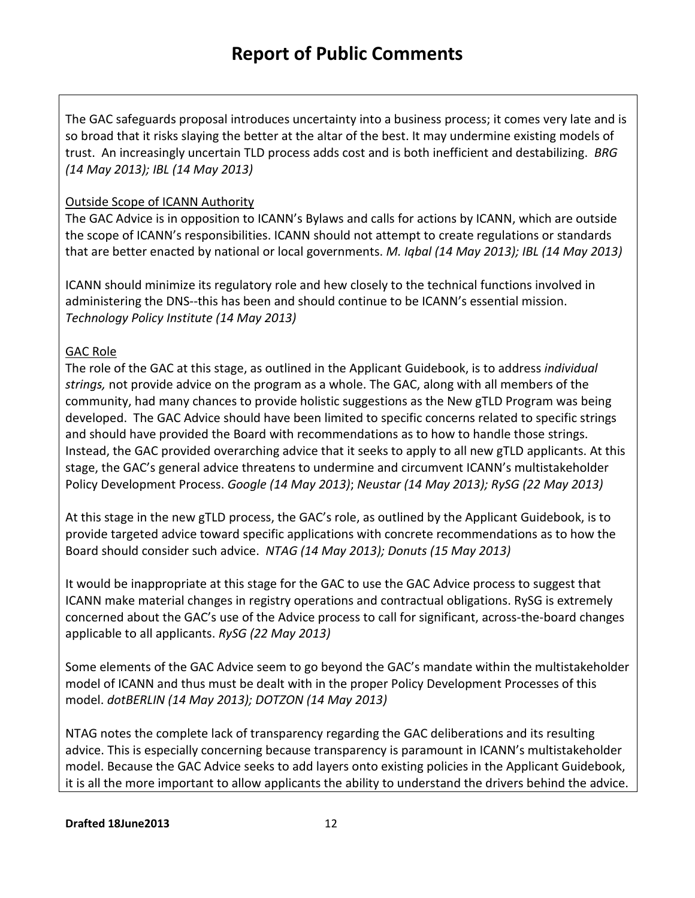The GAC safeguards proposal introduces uncertainty into a business process; it comes very late and is so broad that it risks slaying the better at the altar of the best. It may undermine existing models of trust. An increasingly uncertain TLD process adds cost and is both inefficient and destabilizing. *BRG (14 May 2013); IBL (14 May 2013)*

<u>Outside Scope of ICANN Authority</u>

The GAC Advice is in opposition to ICANN's Bylaws and calls for actions by ICANN, which are outside the scope of ICANN's responsibilities. ICANN should not attempt to create regulations or standards that are better enacted by national or local governments. *M. Iqbal (14 May 2013); IBL (14 May 2013)*

ICANN should minimize its regulatory role and hew closely to the technical functions involved in administering the DNS--this has been and should continue to be ICANN's essential mission. *Technology Policy Institute (14 May 2013)*

<u>GAC Role</u>

The role of the GAC at this stage, as outlined in the Applicant Guidebook, is to address *individual strings,* not provide advice on the program as a whole. The GAC, along with all members of the community, had many chances to provide holistic suggestions as the New gTLD Program was being developed. The GAC Advice should have been limited to specific concerns related to specific strings and should have provided the Board with recommendations as to how to handle those strings. Instead, the GAC provided overarching advice that it seeks to apply to all new gTLD applicants. At this stage, the GAC's general advice threatens to undermine and circumvent ICANN's multistakeholder Policy Development Process. *Google (14 May 2013)*; *Neustar (14 May 2013); RySG (22 May 2013)*

At this stage in the new gTLD process, the GAC's role, as outlined by the Applicant Guidebook, is to provide targeted advice toward specific applications with concrete recommendations as to how the Board should consider such advice. *NTAG (14 May 2013); Donuts (15 May 2013)*

It would be inappropriate at this stage for the GAC to use the GAC Advice process to suggest that ICANN make material changes in registry operations and contractual obligations. RySG is extremely concerned about the GAC's use of the Advice process to call for significant, across-the-board changes applicable to all applicants. *RySG (22 May 2013)*

Some elements of the GAC Advice seem to go beyond the GAC's mandate within the multistakeholder model of ICANN and thus must be dealt with in the proper Policy Development Processes of this model. *dotBERLIN (14 May 2013); DOTZON (14 May 2013)*

NTAG notes the complete lack of transparency regarding the GAC deliberations and its resulting advice. This is especially concerning because transparency is paramount in ICANN's multistakeholder model. Because the GAC Advice seeks to add layers onto existing policies in the Applicant Guidebook, it is all the more important to allow applicants the ability to understand the drivers behind the advice.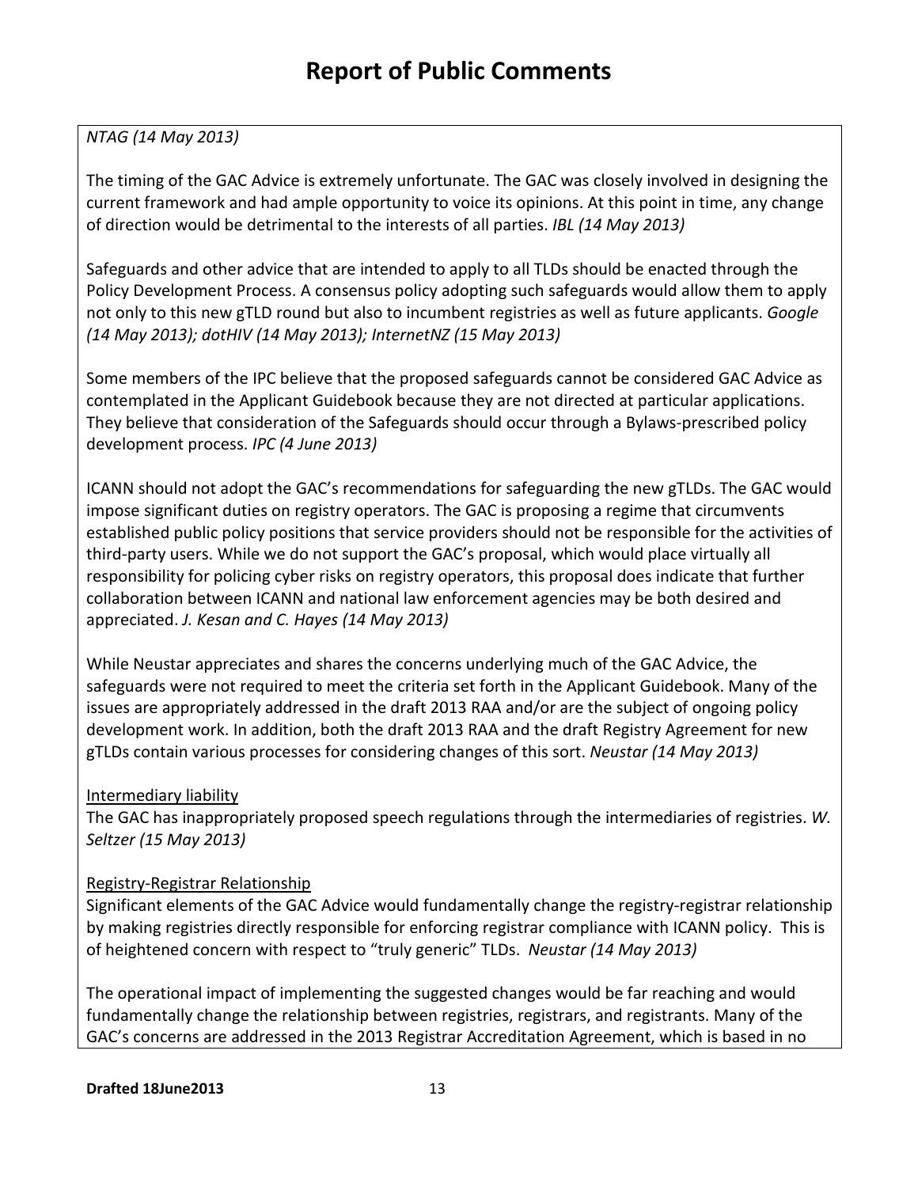*NTAG (14 May 2013)*

The timing of the GAC Advice is extremely unfortunate. The GAC was closely involved in designing the current framework and had ample opportunity to voice its opinions. At this point in time, any change of direction would be detrimental to the interests of all parties. *IBL (14 May 2013)*

Safeguards and other advice that are intended to apply to all TLDs should be enacted through the Policy Development Process. A consensus policy adopting such safeguards would allow them to apply not only to this new gTLD round but also to incumbent registries as well as future applicants. *Google (14 May 2013); dotHIV (14 May 2013); InternetNZ (15 May 2013)*

Some members of the IPC believe that the proposed safeguards cannot be considered GAC Advice as contemplated in the Applicant Guidebook because they are not directed at particular applications. They believe that consideration of the Safeguards should occur through a Bylaws-prescribed policy development process. *IPC (4 June 2013)*

ICANN should not adopt the GAC's recommendations for safeguarding the new gTLDs. The GAC would impose significant duties on registry operators. The GAC is proposing a regime that circumvents established public policy positions that service providers should not be responsible for the activities of third-party users. While we do not support the GAC's proposal, which would place virtually all responsibility for policing cyber risks on registry operators, this proposal does indicate that further collaboration between ICANN and national law enforcement agencies may be both desired and appreciated. *J. Kesan and C. Hayes (14 May 2013)*

While Neustar appreciates and shares the concerns underlying much of the GAC Advice, the safeguards were not required to meet the criteria set forth in the Applicant Guidebook. Many of the issues are appropriately addressed in the draft 2013 RAA and/or are the subject of ongoing policy development work. In addition, both the draft 2013 RAA and the draft Registry Agreement for new gTLDs contain various processes for considering changes of this sort. *Neustar (14 May 2013)*

<u>Intermediary liability</u>
The GAC has inappropriately proposed speech regulations through the intermediaries of registries. *W. Seltzer (15 May 2013)*

<u>Registry-Registrar Relationship</u>
Significant elements of the GAC Advice would fundamentally change the registry-registrar relationship by making registries directly responsible for enforcing registrar compliance with ICANN policy. This is of heightened concern with respect to "truly generic" TLDs. *Neustar (14 May 2013)*

The operational impact of implementing the suggested changes would be far reaching and would fundamentally change the relationship between registries, registrars, and registrants. Many of the GAC's concerns are addressed in the 2013 Registrar Accreditation Agreement, which is based in no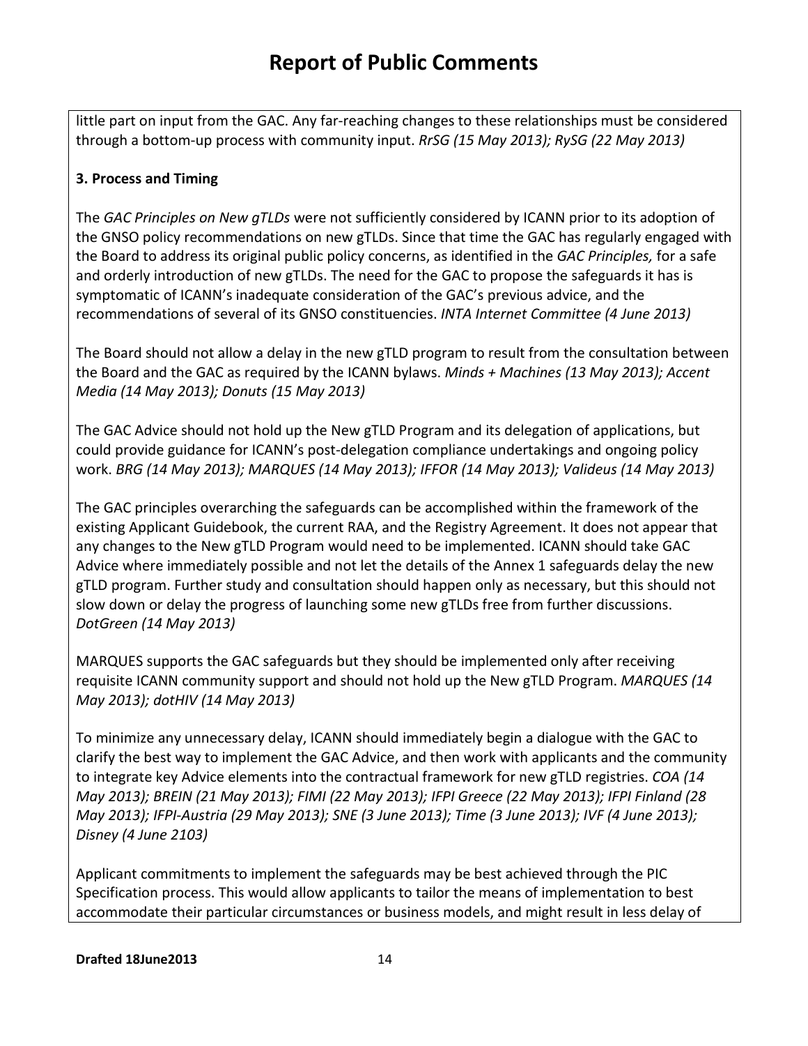little part on input from the GAC. Any far-reaching changes to these relationships must be considered through a bottom-up process with community input. *RrSG (15 May 2013); RySG (22 May 2013)*

**3. Process and Timing**

The *GAC Principles on New gTLDs* were not sufficiently considered by ICANN prior to its adoption of the GNSO policy recommendations on new gTLDs. Since that time the GAC has regularly engaged with the Board to address its original public policy concerns, as identified in the *GAC Principles,* for a safe and orderly introduction of new gTLDs. The need for the GAC to propose the safeguards it has is symptomatic of ICANN's inadequate consideration of the GAC's previous advice, and the recommendations of several of its GNSO constituencies. *INTA Internet Committee (4 June 2013)*

The Board should not allow a delay in the new gTLD program to result from the consultation between the Board and the GAC as required by the ICANN bylaws. *Minds + Machines (13 May 2013); Accent Media (14 May 2013); Donuts (15 May 2013)*

The GAC Advice should not hold up the New gTLD Program and its delegation of applications, but could provide guidance for ICANN's post-delegation compliance undertakings and ongoing policy work. *BRG (14 May 2013); MARQUES (14 May 2013); IFFOR (14 May 2013); Valideus (14 May 2013)*

The GAC principles overarching the safeguards can be accomplished within the framework of the existing Applicant Guidebook, the current RAA, and the Registry Agreement. It does not appear that any changes to the New gTLD Program would need to be implemented. ICANN should take GAC Advice where immediately possible and not let the details of the Annex 1 safeguards delay the new gTLD program. Further study and consultation should happen only as necessary, but this should not slow down or delay the progress of launching some new gTLDs free from further discussions. *DotGreen (14 May 2013)*

MARQUES supports the GAC safeguards but they should be implemented only after receiving requisite ICANN community support and should not hold up the New gTLD Program. *MARQUES (14 May 2013); dotHIV (14 May 2013)*

To minimize any unnecessary delay, ICANN should immediately begin a dialogue with the GAC to clarify the best way to implement the GAC Advice, and then work with applicants and the community to integrate key Advice elements into the contractual framework for new gTLD registries. *COA (14 May 2013); BREIN (21 May 2013); FIMI (22 May 2013); IFPI Greece (22 May 2013); IFPI Finland (28 May 2013); IFPI-Austria (29 May 2013); SNE (3 June 2013); Time (3 June 2013); IVF (4 June 2013); Disney (4 June 2103)*

Applicant commitments to implement the safeguards may be best achieved through the PIC Specification process. This would allow applicants to tailor the means of implementation to best accommodate their particular circumstances or business models, and might result in less delay of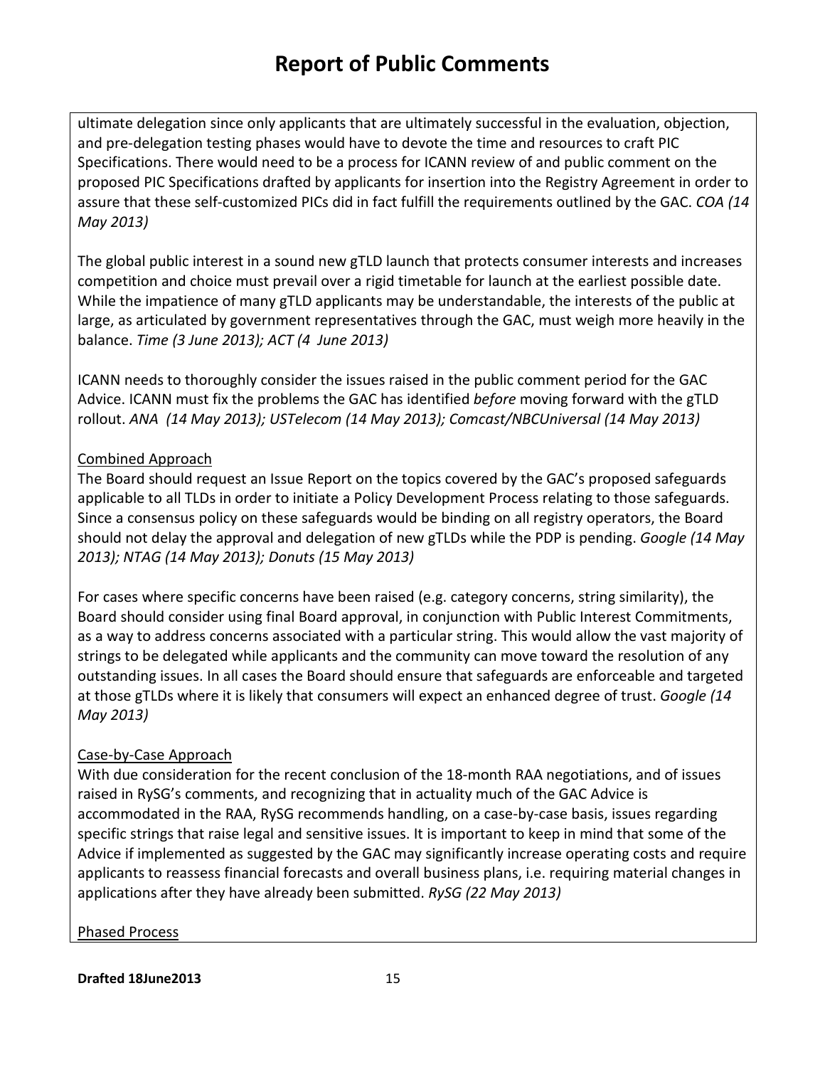ultimate delegation since only applicants that are ultimately successful in the evaluation, objection, and pre-delegation testing phases would have to devote the time and resources to craft PIC Specifications. There would need to be a process for ICANN review of and public comment on the proposed PIC Specifications drafted by applicants for insertion into the Registry Agreement in order to assure that these self-customized PICs did in fact fulfill the requirements outlined by the GAC. *COA (14 May 2013)*

The global public interest in a sound new gTLD launch that protects consumer interests and increases competition and choice must prevail over a rigid timetable for launch at the earliest possible date. While the impatience of many gTLD applicants may be understandable, the interests of the public at large, as articulated by government representatives through the GAC, must weigh more heavily in the balance. *Time (3 June 2013); ACT (4 June 2013)*

ICANN needs to thoroughly consider the issues raised in the public comment period for the GAC Advice. ICANN must fix the problems the GAC has identified *before* moving forward with the gTLD rollout. *ANA (14 May 2013); USTelecom (14 May 2013); Comcast/NBCUniversal (14 May 2013)*

<u>Combined Approach</u>

The Board should request an Issue Report on the topics covered by the GAC's proposed safeguards applicable to all TLDs in order to initiate a Policy Development Process relating to those safeguards. Since a consensus policy on these safeguards would be binding on all registry operators, the Board should not delay the approval and delegation of new gTLDs while the PDP is pending. *Google (14 May 2013); NTAG (14 May 2013); Donuts (15 May 2013)*

For cases where specific concerns have been raised (e.g. category concerns, string similarity), the Board should consider using final Board approval, in conjunction with Public Interest Commitments, as a way to address concerns associated with a particular string. This would allow the vast majority of strings to be delegated while applicants and the community can move toward the resolution of any outstanding issues. In all cases the Board should ensure that safeguards are enforceable and targeted at those gTLDs where it is likely that consumers will expect an enhanced degree of trust. *Google (14 May 2013)*

<u>Case-by-Case Approach</u>

With due consideration for the recent conclusion of the 18-month RAA negotiations, and of issues raised in RySG's comments, and recognizing that in actuality much of the GAC Advice is accommodated in the RAA, RySG recommends handling, on a case-by-case basis, issues regarding specific strings that raise legal and sensitive issues. It is important to keep in mind that some of the Advice if implemented as suggested by the GAC may significantly increase operating costs and require applicants to reassess financial forecasts and overall business plans, i.e. requiring material changes in applications after they have already been submitted. *RySG (22 May 2013)*

<u>Phased Process</u>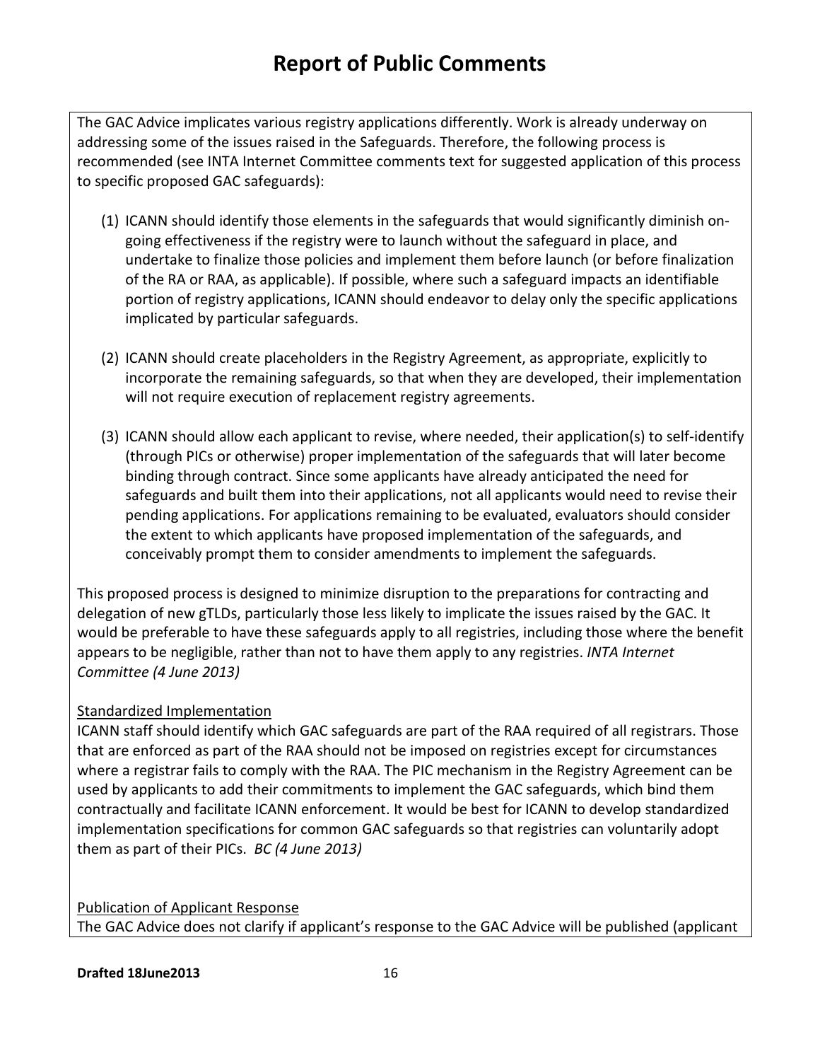# Report of Public Comments

The GAC Advice implicates various registry applications differently. Work is already underway on addressing some of the issues raised in the Safeguards. Therefore, the following process is recommended (see INTA Internet Committee comments text for suggested application of this process to specific proposed GAC safeguards):

(1) ICANN should identify those elements in the safeguards that would significantly diminish on-going effectiveness if the registry were to launch without the safeguard in place, and undertake to finalize those policies and implement them before launch (or before finalization of the RA or RAA, as applicable). If possible, where such a safeguard impacts an identifiable portion of registry applications, ICANN should endeavor to delay only the specific applications implicated by particular safeguards.

(2) ICANN should create placeholders in the Registry Agreement, as appropriate, explicitly to incorporate the remaining safeguards, so that when they are developed, their implementation will not require execution of replacement registry agreements.

(3) ICANN should allow each applicant to revise, where needed, their application(s) to self-identify (through PICs or otherwise) proper implementation of the safeguards that will later become binding through contract. Since some applicants have already anticipated the need for safeguards and built them into their applications, not all applicants would need to revise their pending applications. For applications remaining to be evaluated, evaluators should consider the extent to which applicants have proposed implementation of the safeguards, and conceivably prompt them to consider amendments to implement the safeguards.

This proposed process is designed to minimize disruption to the preparations for contracting and delegation of new gTLDs, particularly those less likely to implicate the issues raised by the GAC. It would be preferable to have these safeguards apply to all registries, including those where the benefit appears to be negligible, rather than not to have them apply to any registries. *INTA Internet Committee (4 June 2013)*

Standardized Implementation

ICANN staff should identify which GAC safeguards are part of the RAA required of all registrars. Those that are enforced as part of the RAA should not be imposed on registries except for circumstances where a registrar fails to comply with the RAA. The PIC mechanism in the Registry Agreement can be used by applicants to add their commitments to implement the GAC safeguards, which bind them contractually and facilitate ICANN enforcement. It would be best for ICANN to develop standardized implementation specifications for common GAC safeguards so that registries can voluntarily adopt them as part of their PICs. *BC (4 June 2013)*

Publication of Applicant Response

The GAC Advice does not clarify if applicant's response to the GAC Advice will be published (applicant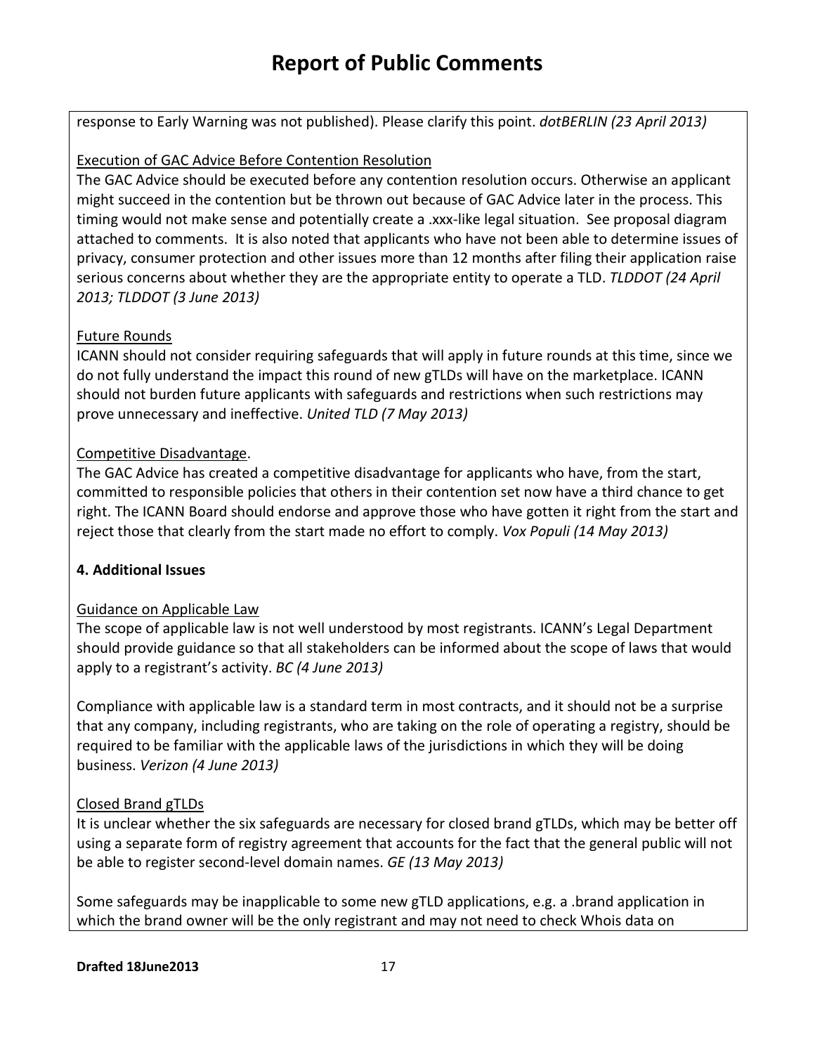response to Early Warning was not published). Please clarify this point. *dotBERLIN (23 April 2013)*

Execution of GAC Advice Before Contention Resolution

The GAC Advice should be executed before any contention resolution occurs. Otherwise an applicant might succeed in the contention but be thrown out because of GAC Advice later in the process. This timing would not make sense and potentially create a .xxx-like legal situation. See proposal diagram attached to comments. It is also noted that applicants who have not been able to determine issues of privacy, consumer protection and other issues more than 12 months after filing their application raise serious concerns about whether they are the appropriate entity to operate a TLD. *TLDDOT (24 April 2013; TLDDOT (3 June 2013)*

Future Rounds

ICANN should not consider requiring safeguards that will apply in future rounds at this time, since we do not fully understand the impact this round of new gTLDs will have on the marketplace. ICANN should not burden future applicants with safeguards and restrictions when such restrictions may prove unnecessary and ineffective. *United TLD (7 May 2013)*

Competitive Disadvantage.

The GAC Advice has created a competitive disadvantage for applicants who have, from the start, committed to responsible policies that others in their contention set now have a third chance to get right. The ICANN Board should endorse and approve those who have gotten it right from the start and reject those that clearly from the start made no effort to comply. *Vox Populi (14 May 2013)*

**4. Additional Issues**

Guidance on Applicable Law

The scope of applicable law is not well understood by most registrants. ICANN's Legal Department should provide guidance so that all stakeholders can be informed about the scope of laws that would apply to a registrant's activity. *BC (4 June 2013)*

Compliance with applicable law is a standard term in most contracts, and it should not be a surprise that any company, including registrants, who are taking on the role of operating a registry, should be required to be familiar with the applicable laws of the jurisdictions in which they will be doing business. *Verizon (4 June 2013)*

Closed Brand gTLDs

It is unclear whether the six safeguards are necessary for closed brand gTLDs, which may be better off using a separate form of registry agreement that accounts for the fact that the general public will not be able to register second-level domain names. *GE (13 May 2013)*

Some safeguards may be inapplicable to some new gTLD applications, e.g. a .brand application in which the brand owner will be the only registrant and may not need to check Whois data on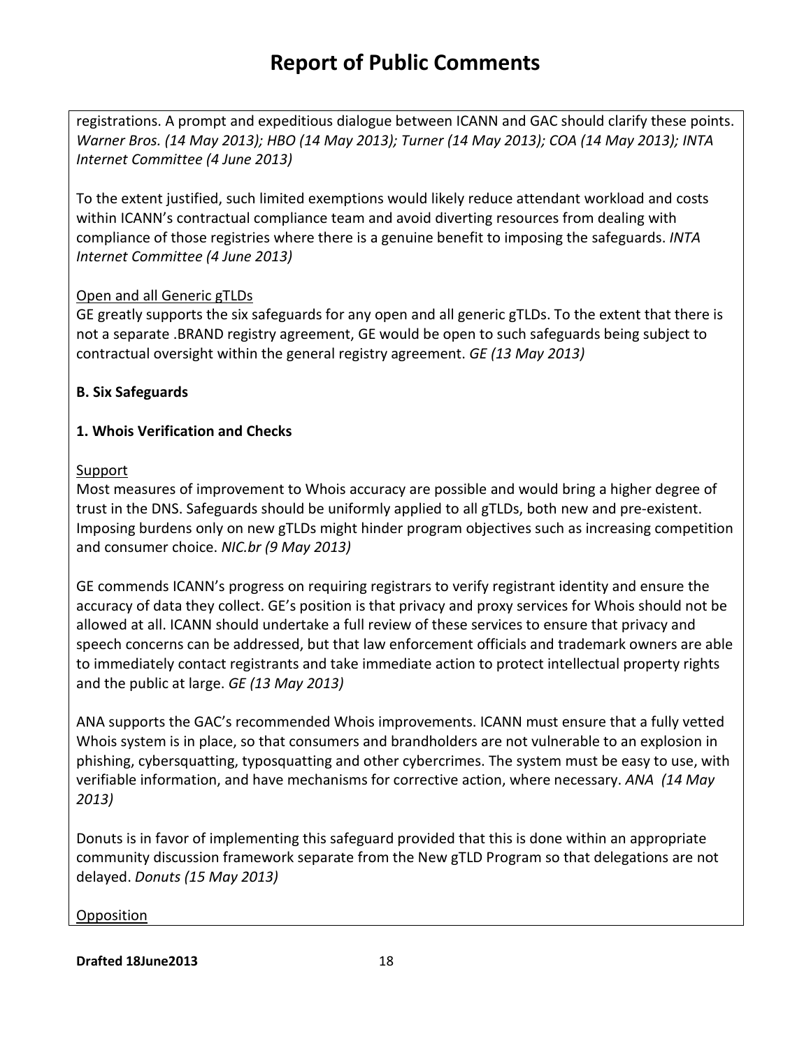registrations. A prompt and expeditious dialogue between ICANN and GAC should clarify these points. *Warner Bros. (14 May 2013); HBO (14 May 2013); Turner (14 May 2013); COA (14 May 2013); INTA Internet Committee (4 June 2013)*

To the extent justified, such limited exemptions would likely reduce attendant workload and costs within ICANN's contractual compliance team and avoid diverting resources from dealing with compliance of those registries where there is a genuine benefit to imposing the safeguards. *INTA Internet Committee (4 June 2013)*

<u>Open and all Generic gTLDs</u>
GE greatly supports the six safeguards for any open and all generic gTLDs. To the extent that there is not a separate .BRAND registry agreement, GE would be open to such safeguards being subject to contractual oversight within the general registry agreement. *GE (13 May 2013)*

**B. Six Safeguards**

**1. Whois Verification and Checks**

<u>Support</u>
Most measures of improvement to Whois accuracy are possible and would bring a higher degree of trust in the DNS. Safeguards should be uniformly applied to all gTLDs, both new and pre-existent. Imposing burdens only on new gTLDs might hinder program objectives such as increasing competition and consumer choice. *NIC.br (9 May 2013)*

GE commends ICANN's progress on requiring registrars to verify registrant identity and ensure the accuracy of data they collect. GE's position is that privacy and proxy services for Whois should not be allowed at all. ICANN should undertake a full review of these services to ensure that privacy and speech concerns can be addressed, but that law enforcement officials and trademark owners are able to immediately contact registrants and take immediate action to protect intellectual property rights and the public at large. *GE (13 May 2013)*

ANA supports the GAC's recommended Whois improvements. ICANN must ensure that a fully vetted Whois system is in place, so that consumers and brandholders are not vulnerable to an explosion in phishing, cybersquatting, typosquatting and other cybercrimes. The system must be easy to use, with verifiable information, and have mechanisms for corrective action, where necessary. *ANA (14 May 2013)*

Donuts is in favor of implementing this safeguard provided that this is done within an appropriate community discussion framework separate from the New gTLD Program so that delegations are not delayed. *Donuts (15 May 2013)*

<u>Opposition</u>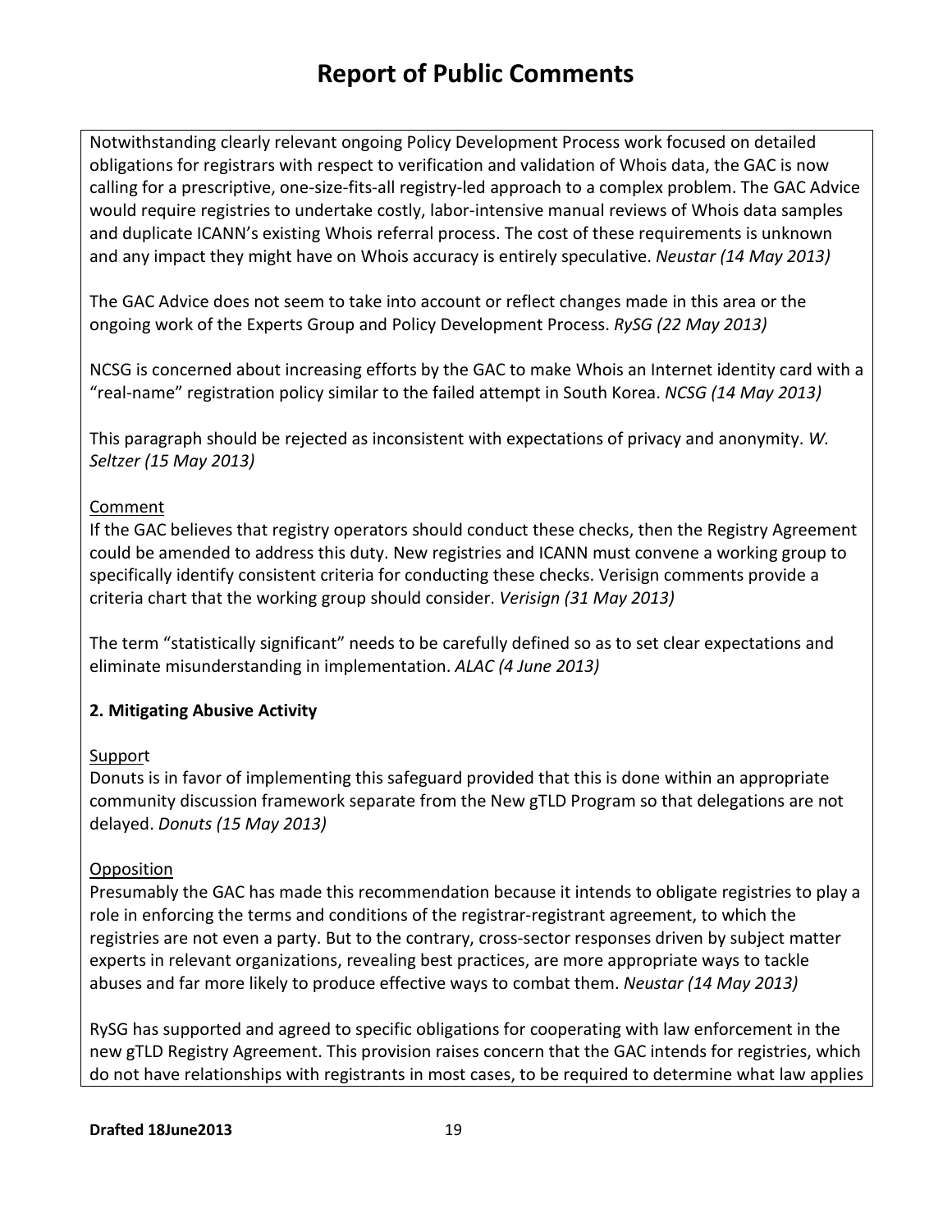Notwithstanding clearly relevant ongoing Policy Development Process work focused on detailed obligations for registrars with respect to verification and validation of Whois data, the GAC is now calling for a prescriptive, one-size-fits-all registry-led approach to a complex problem. The GAC Advice would require registries to undertake costly, labor-intensive manual reviews of Whois data samples and duplicate ICANN's existing Whois referral process. The cost of these requirements is unknown and any impact they might have on Whois accuracy is entirely speculative. *Neustar (14 May 2013)*

The GAC Advice does not seem to take into account or reflect changes made in this area or the ongoing work of the Experts Group and Policy Development Process. *RySG (22 May 2013)*

NCSG is concerned about increasing efforts by the GAC to make Whois an Internet identity card with a "real-name" registration policy similar to the failed attempt in South Korea. *NCSG (14 May 2013)*

This paragraph should be rejected as inconsistent with expectations of privacy and anonymity. *W. Seltzer (15 May 2013)*

Comment

If the GAC believes that registry operators should conduct these checks, then the Registry Agreement could be amended to address this duty. New registries and ICANN must convene a working group to specifically identify consistent criteria for conducting these checks. Verisign comments provide a criteria chart that the working group should consider. *Verisign (31 May 2013)*

The term "statistically significant" needs to be carefully defined so as to set clear expectations and eliminate misunderstanding in implementation. *ALAC (4 June 2013)*

**2. Mitigating Abusive Activity**

Support

Donuts is in favor of implementing this safeguard provided that this is done within an appropriate community discussion framework separate from the New gTLD Program so that delegations are not delayed. *Donuts (15 May 2013)*

Opposition

Presumably the GAC has made this recommendation because it intends to obligate registries to play a role in enforcing the terms and conditions of the registrar-registrant agreement, to which the registries are not even a party. But to the contrary, cross-sector responses driven by subject matter experts in relevant organizations, revealing best practices, are more appropriate ways to tackle abuses and far more likely to produce effective ways to combat them. *Neustar (14 May 2013)*

RySG has supported and agreed to specific obligations for cooperating with law enforcement in the new gTLD Registry Agreement. This provision raises concern that the GAC intends for registries, which do not have relationships with registrants in most cases, to be required to determine what law applies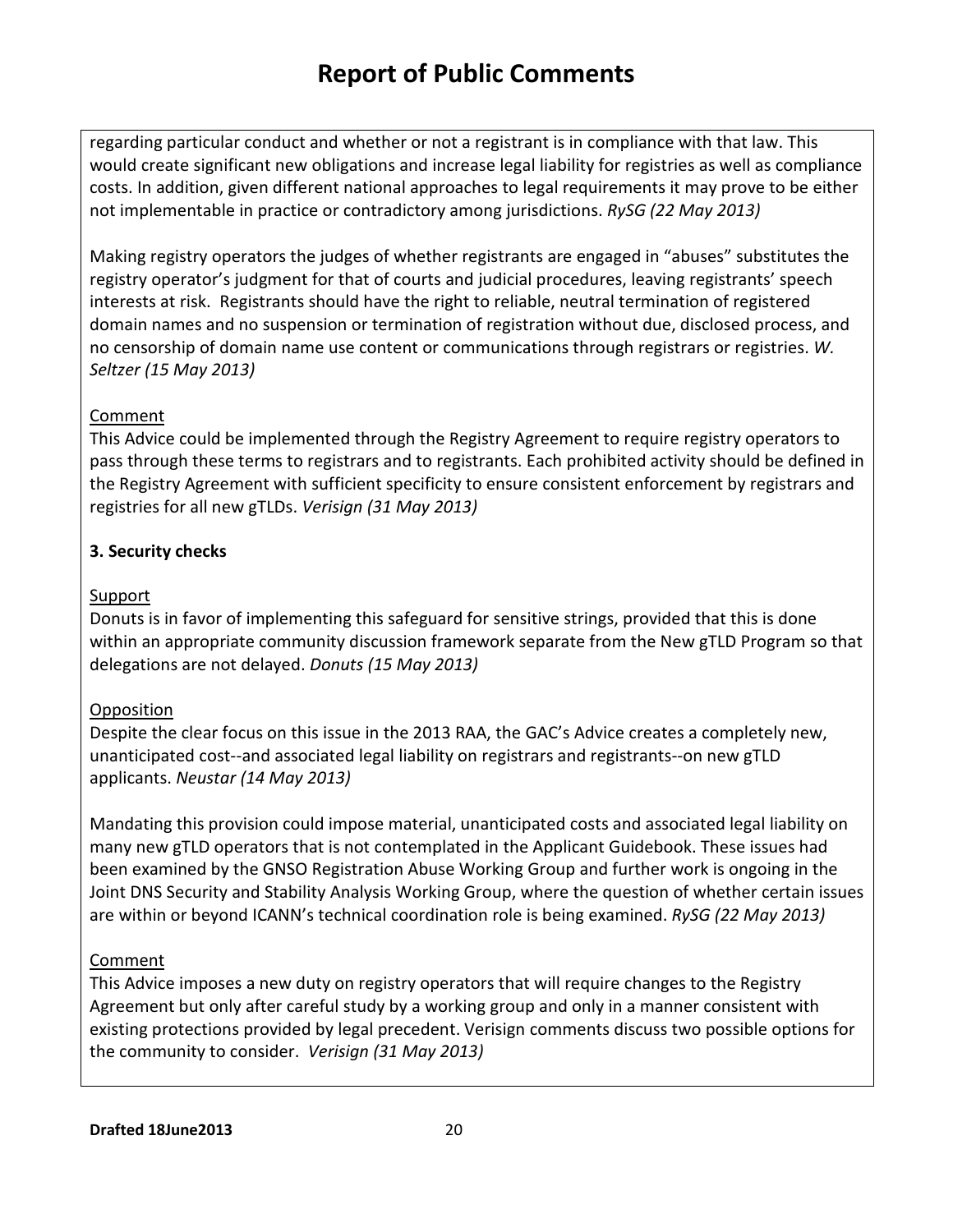regarding particular conduct and whether or not a registrant is in compliance with that law. This would create significant new obligations and increase legal liability for registries as well as compliance costs. In addition, given different national approaches to legal requirements it may prove to be either not implementable in practice or contradictory among jurisdictions. *RySG (22 May 2013)*

Making registry operators the judges of whether registrants are engaged in "abuses" substitutes the registry operator's judgment for that of courts and judicial procedures, leaving registrants' speech interests at risk. Registrants should have the right to reliable, neutral termination of registered domain names and no suspension or termination of registration without due, disclosed process, and no censorship of domain name use content or communications through registrars or registries. *W. Seltzer (15 May 2013)*

Comment

This Advice could be implemented through the Registry Agreement to require registry operators to pass through these terms to registrars and to registrants. Each prohibited activity should be defined in the Registry Agreement with sufficient specificity to ensure consistent enforcement by registrars and registries for all new gTLDs. *Verisign (31 May 2013)*

**3. Security checks**

Support

Donuts is in favor of implementing this safeguard for sensitive strings, provided that this is done within an appropriate community discussion framework separate from the New gTLD Program so that delegations are not delayed. *Donuts (15 May 2013)*

Opposition

Despite the clear focus on this issue in the 2013 RAA, the GAC's Advice creates a completely new, unanticipated cost--and associated legal liability on registrars and registrants--on new gTLD applicants. *Neustar (14 May 2013)*

Mandating this provision could impose material, unanticipated costs and associated legal liability on many new gTLD operators that is not contemplated in the Applicant Guidebook. These issues had been examined by the GNSO Registration Abuse Working Group and further work is ongoing in the Joint DNS Security and Stability Analysis Working Group, where the question of whether certain issues are within or beyond ICANN's technical coordination role is being examined. *RySG (22 May 2013)*

Comment

This Advice imposes a new duty on registry operators that will require changes to the Registry Agreement but only after careful study by a working group and only in a manner consistent with existing protections provided by legal precedent. Verisign comments discuss two possible options for the community to consider. *Verisign (31 May 2013)*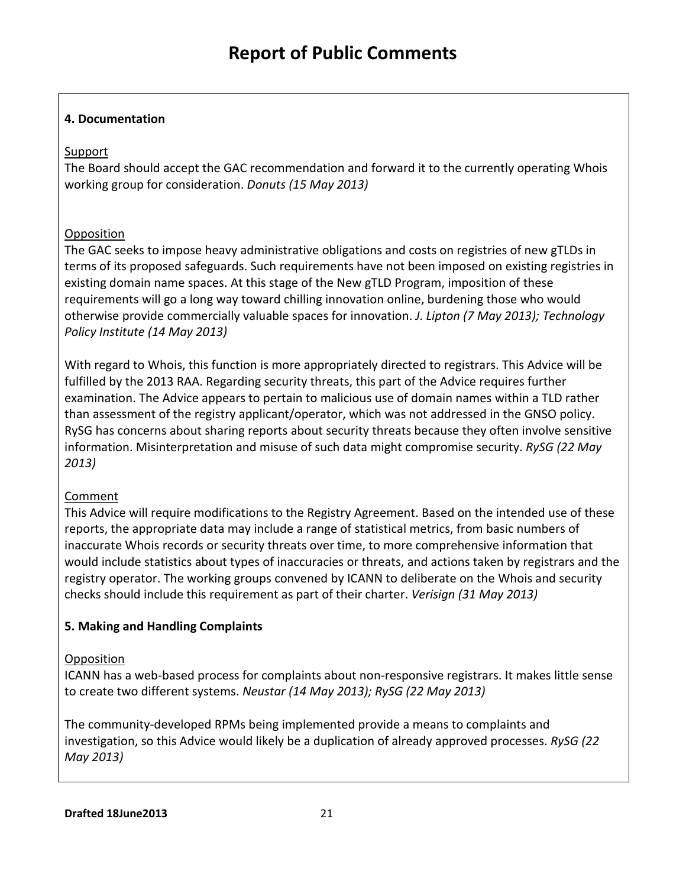## Report of Public Comments

**4. Documentation**

Support

The Board should accept the GAC recommendation and forward it to the currently operating Whois working group for consideration. *Donuts (15 May 2013)*

Opposition

The GAC seeks to impose heavy administrative obligations and costs on registries of new gTLDs in terms of its proposed safeguards. Such requirements have not been imposed on existing registries in existing domain name spaces. At this stage of the New gTLD Program, imposition of these requirements will go a long way toward chilling innovation online, burdening those who would otherwise provide commercially valuable spaces for innovation. *J. Lipton (7 May 2013); Technology Policy Institute (14 May 2013)*

With regard to Whois, this function is more appropriately directed to registrars. This Advice will be fulfilled by the 2013 RAA. Regarding security threats, this part of the Advice requires further examination. The Advice appears to pertain to malicious use of domain names within a TLD rather than assessment of the registry applicant/operator, which was not addressed in the GNSO policy. RySG has concerns about sharing reports about security threats because they often involve sensitive information. Misinterpretation and misuse of such data might compromise security. *RySG (22 May 2013)*

Comment

This Advice will require modifications to the Registry Agreement. Based on the intended use of these reports, the appropriate data may include a range of statistical metrics, from basic numbers of inaccurate Whois records or security threats over time, to more comprehensive information that would include statistics about types of inaccuracies or threats, and actions taken by registrars and the registry operator. The working groups convened by ICANN to deliberate on the Whois and security checks should include this requirement as part of their charter. *Verisign (31 May 2013)*

**5. Making and Handling Complaints**

Opposition

ICANN has a web-based process for complaints about non-responsive registrars. It makes little sense to create two different systems. *Neustar (14 May 2013); RySG (22 May 2013)*

The community-developed RPMs being implemented provide a means to complaints and investigation, so this Advice would likely be a duplication of already approved processes. *RySG (22 May 2013)*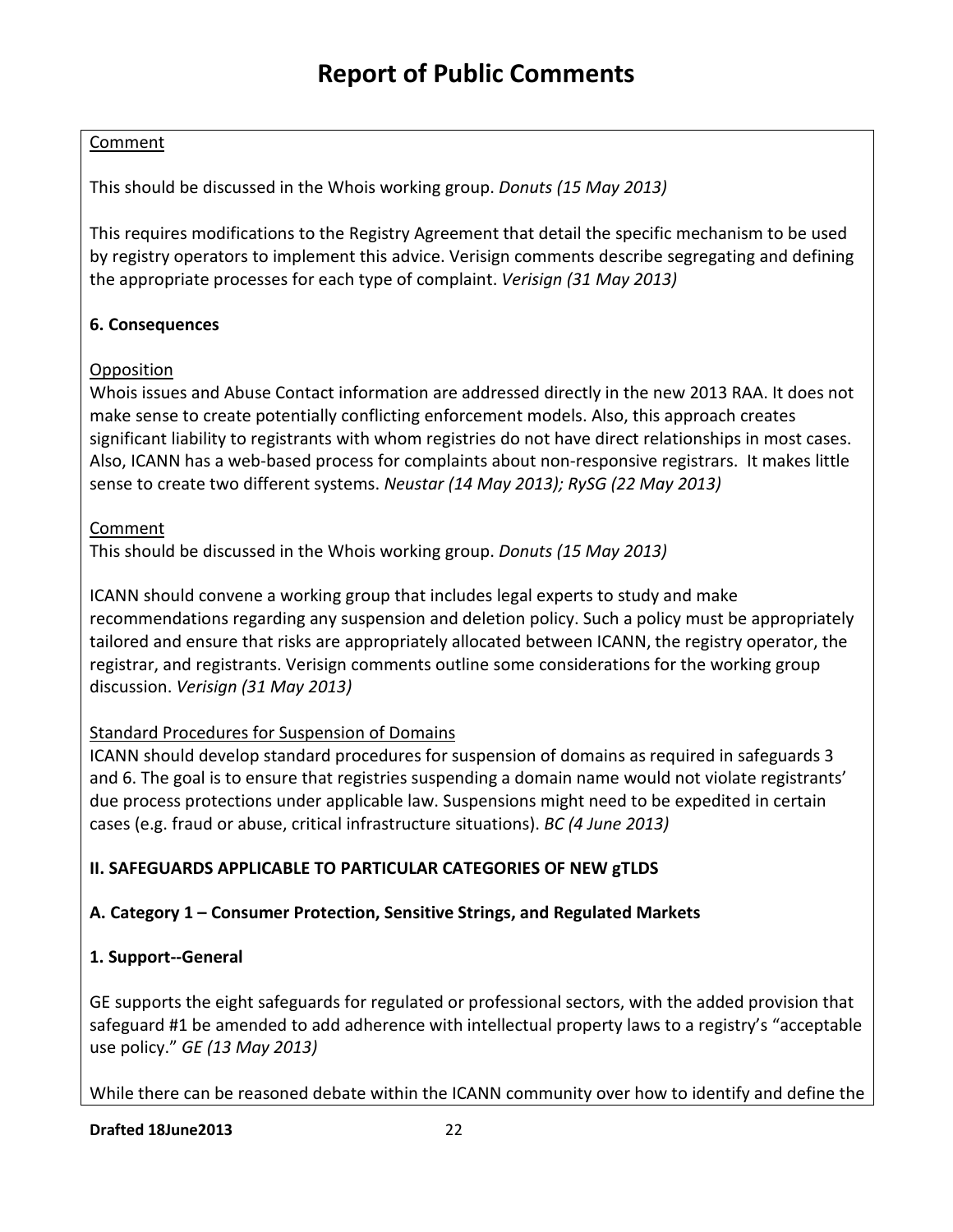Comment

This should be discussed in the Whois working group. *Donuts (15 May 2013)*

This requires modifications to the Registry Agreement that detail the specific mechanism to be used by registry operators to implement this advice. Verisign comments describe segregating and defining the appropriate processes for each type of complaint. *Verisign (31 May 2013)*

**6. Consequences**

Opposition

Whois issues and Abuse Contact information are addressed directly in the new 2013 RAA. It does not make sense to create potentially conflicting enforcement models. Also, this approach creates significant liability to registrants with whom registries do not have direct relationships in most cases. Also, ICANN has a web-based process for complaints about non-responsive registrars. It makes little sense to create two different systems. *Neustar (14 May 2013); RySG (22 May 2013)*

Comment

This should be discussed in the Whois working group. *Donuts (15 May 2013)*

ICANN should convene a working group that includes legal experts to study and make recommendations regarding any suspension and deletion policy. Such a policy must be appropriately tailored and ensure that risks are appropriately allocated between ICANN, the registry operator, the registrar, and registrants. Verisign comments outline some considerations for the working group discussion. *Verisign (31 May 2013)*

Standard Procedures for Suspension of Domains

ICANN should develop standard procedures for suspension of domains as required in safeguards 3 and 6. The goal is to ensure that registries suspending a domain name would not violate registrants' due process protections under applicable law. Suspensions might need to be expedited in certain cases (e.g. fraud or abuse, critical infrastructure situations). *BC (4 June 2013)*

**II. SAFEGUARDS APPLICABLE TO PARTICULAR CATEGORIES OF NEW gTLDS**

**A. Category 1 – Consumer Protection, Sensitive Strings, and Regulated Markets**

**1. Support--General**

GE supports the eight safeguards for regulated or professional sectors, with the added provision that safeguard #1 be amended to add adherence with intellectual property laws to a registry's "acceptable use policy." *GE (13 May 2013)*

While there can be reasoned debate within the ICANN community over how to identify and define the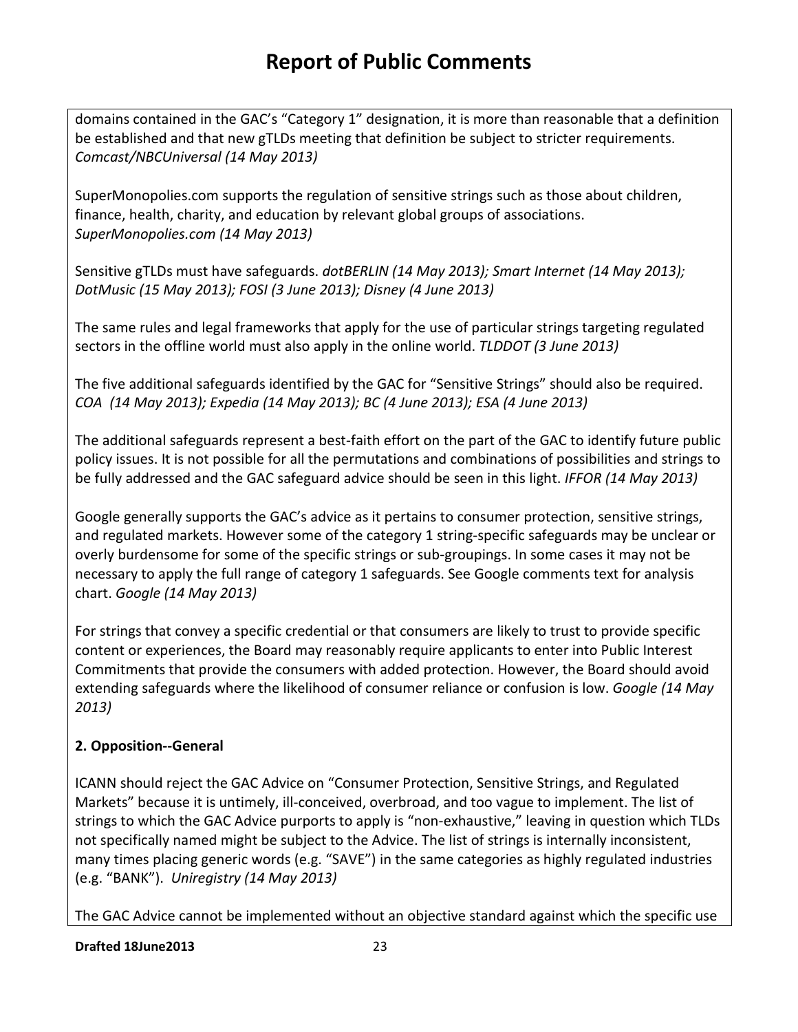domains contained in the GAC's "Category 1" designation, it is more than reasonable that a definition be established and that new gTLDs meeting that definition be subject to stricter requirements. *Comcast/NBCUniversal (14 May 2013)*

SuperMonopolies.com supports the regulation of sensitive strings such as those about children, finance, health, charity, and education by relevant global groups of associations. *SuperMonopolies.com (14 May 2013)*

Sensitive gTLDs must have safeguards. *dotBERLIN (14 May 2013); Smart Internet (14 May 2013); DotMusic (15 May 2013); FOSI (3 June 2013); Disney (4 June 2013)*

The same rules and legal frameworks that apply for the use of particular strings targeting regulated sectors in the offline world must also apply in the online world. *TLDDOT (3 June 2013)*

The five additional safeguards identified by the GAC for "Sensitive Strings" should also be required. *COA (14 May 2013); Expedia (14 May 2013); BC (4 June 2013); ESA (4 June 2013)*

The additional safeguards represent a best-faith effort on the part of the GAC to identify future public policy issues. It is not possible for all the permutations and combinations of possibilities and strings to be fully addressed and the GAC safeguard advice should be seen in this light. *IFFOR (14 May 2013)*

Google generally supports the GAC's advice as it pertains to consumer protection, sensitive strings, and regulated markets. However some of the category 1 string-specific safeguards may be unclear or overly burdensome for some of the specific strings or sub-groupings. In some cases it may not be necessary to apply the full range of category 1 safeguards. See Google comments text for analysis chart. *Google (14 May 2013)*

For strings that convey a specific credential or that consumers are likely to trust to provide specific content or experiences, the Board may reasonably require applicants to enter into Public Interest Commitments that provide the consumers with added protection. However, the Board should avoid extending safeguards where the likelihood of consumer reliance or confusion is low. *Google (14 May 2013)*

**2. Opposition--General**

ICANN should reject the GAC Advice on "Consumer Protection, Sensitive Strings, and Regulated Markets" because it is untimely, ill-conceived, overbroad, and too vague to implement. The list of strings to which the GAC Advice purports to apply is "non-exhaustive," leaving in question which TLDs not specifically named might be subject to the Advice. The list of strings is internally inconsistent, many times placing generic words (e.g. "SAVE") in the same categories as highly regulated industries (e.g. "BANK"). *Uniregistry (14 May 2013)*

The GAC Advice cannot be implemented without an objective standard against which the specific use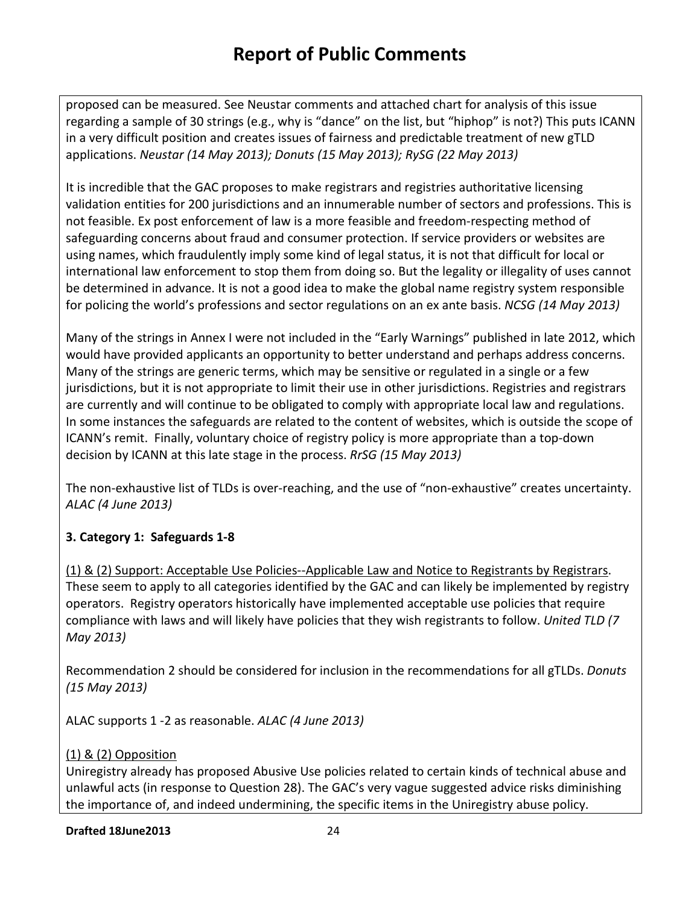proposed can be measured. See Neustar comments and attached chart for analysis of this issue regarding a sample of 30 strings (e.g., why is "dance" on the list, but "hiphop" is not?) This puts ICANN in a very difficult position and creates issues of fairness and predictable treatment of new gTLD applications. *Neustar (14 May 2013); Donuts (15 May 2013); RySG (22 May 2013)*

It is incredible that the GAC proposes to make registrars and registries authoritative licensing validation entities for 200 jurisdictions and an innumerable number of sectors and professions. This is not feasible. Ex post enforcement of law is a more feasible and freedom-respecting method of safeguarding concerns about fraud and consumer protection. If service providers or websites are using names, which fraudulently imply some kind of legal status, it is not that difficult for local or international law enforcement to stop them from doing so. But the legality or illegality of uses cannot be determined in advance. It is not a good idea to make the global name registry system responsible for policing the world's professions and sector regulations on an ex ante basis. *NCSG (14 May 2013)*

Many of the strings in Annex I were not included in the "Early Warnings" published in late 2012, which would have provided applicants an opportunity to better understand and perhaps address concerns. Many of the strings are generic terms, which may be sensitive or regulated in a single or a few jurisdictions, but it is not appropriate to limit their use in other jurisdictions. Registries and registrars are currently and will continue to be obligated to comply with appropriate local law and regulations. In some instances the safeguards are related to the content of websites, which is outside the scope of ICANN's remit. Finally, voluntary choice of registry policy is more appropriate than a top-down decision by ICANN at this late stage in the process. *RrSG (15 May 2013)*

The non-exhaustive list of TLDs is over-reaching, and the use of "non-exhaustive" creates uncertainty. *ALAC (4 June 2013)*

**3. Category 1: Safeguards 1-8**

<u>(1) & (2) Support: Acceptable Use Policies--Applicable Law and Notice to Registrants by Registrars</u>. These seem to apply to all categories identified by the GAC and can likely be implemented by registry operators. Registry operators historically have implemented acceptable use policies that require compliance with laws and will likely have policies that they wish registrants to follow. *United TLD (7 May 2013)*

Recommendation 2 should be considered for inclusion in the recommendations for all gTLDs. *Donuts (15 May 2013)*

ALAC supports 1 -2 as reasonable. *ALAC (4 June 2013)*

<u>(1) & (2) Opposition</u>

Uniregistry already has proposed Abusive Use policies related to certain kinds of technical abuse and unlawful acts (in response to Question 28). The GAC's very vague suggested advice risks diminishing the importance of, and indeed undermining, the specific items in the Uniregistry abuse policy.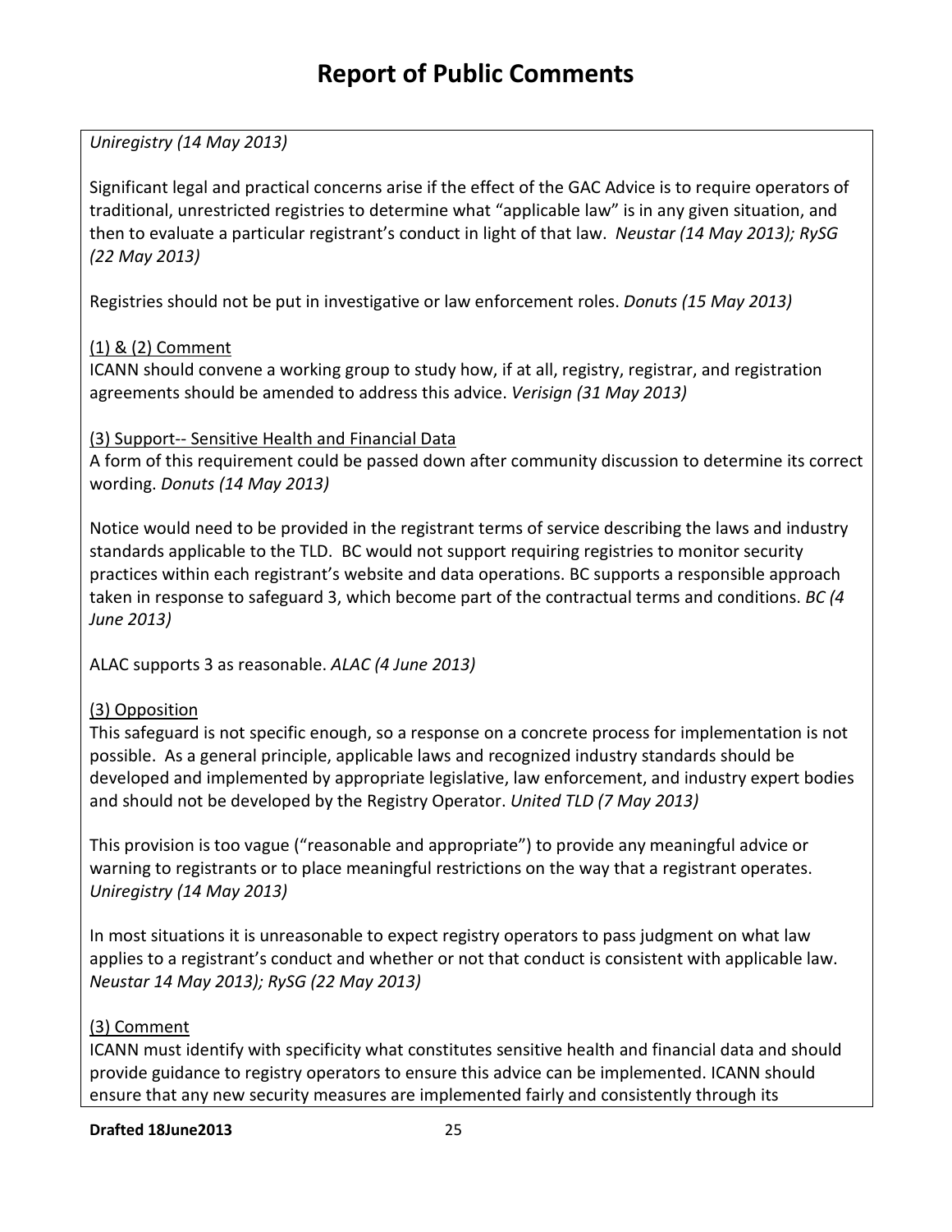*Uniregistry (14 May 2013)*

Significant legal and practical concerns arise if the effect of the GAC Advice is to require operators of traditional, unrestricted registries to determine what "applicable law" is in any given situation, and then to evaluate a particular registrant's conduct in light of that law. *Neustar (14 May 2013); RySG (22 May 2013)*

Registries should not be put in investigative or law enforcement roles. *Donuts (15 May 2013)*

(1) & (2) Comment

ICANN should convene a working group to study how, if at all, registry, registrar, and registration agreements should be amended to address this advice. *Verisign (31 May 2013)*

(3) Support-- Sensitive Health and Financial Data

A form of this requirement could be passed down after community discussion to determine its correct wording. *Donuts (14 May 2013)*

Notice would need to be provided in the registrant terms of service describing the laws and industry standards applicable to the TLD. BC would not support requiring registries to monitor security practices within each registrant's website and data operations. BC supports a responsible approach taken in response to safeguard 3, which become part of the contractual terms and conditions. *BC (4 June 2013)*

ALAC supports 3 as reasonable. *ALAC (4 June 2013)*

(3) Opposition

This safeguard is not specific enough, so a response on a concrete process for implementation is not possible. As a general principle, applicable laws and recognized industry standards should be developed and implemented by appropriate legislative, law enforcement, and industry expert bodies and should not be developed by the Registry Operator. *United TLD (7 May 2013)*

This provision is too vague ("reasonable and appropriate") to provide any meaningful advice or warning to registrants or to place meaningful restrictions on the way that a registrant operates. *Uniregistry (14 May 2013)*

In most situations it is unreasonable to expect registry operators to pass judgment on what law applies to a registrant's conduct and whether or not that conduct is consistent with applicable law. *Neustar 14 May 2013); RySG (22 May 2013)*

(3) Comment

ICANN must identify with specificity what constitutes sensitive health and financial data and should provide guidance to registry operators to ensure this advice can be implemented. ICANN should ensure that any new security measures are implemented fairly and consistently through its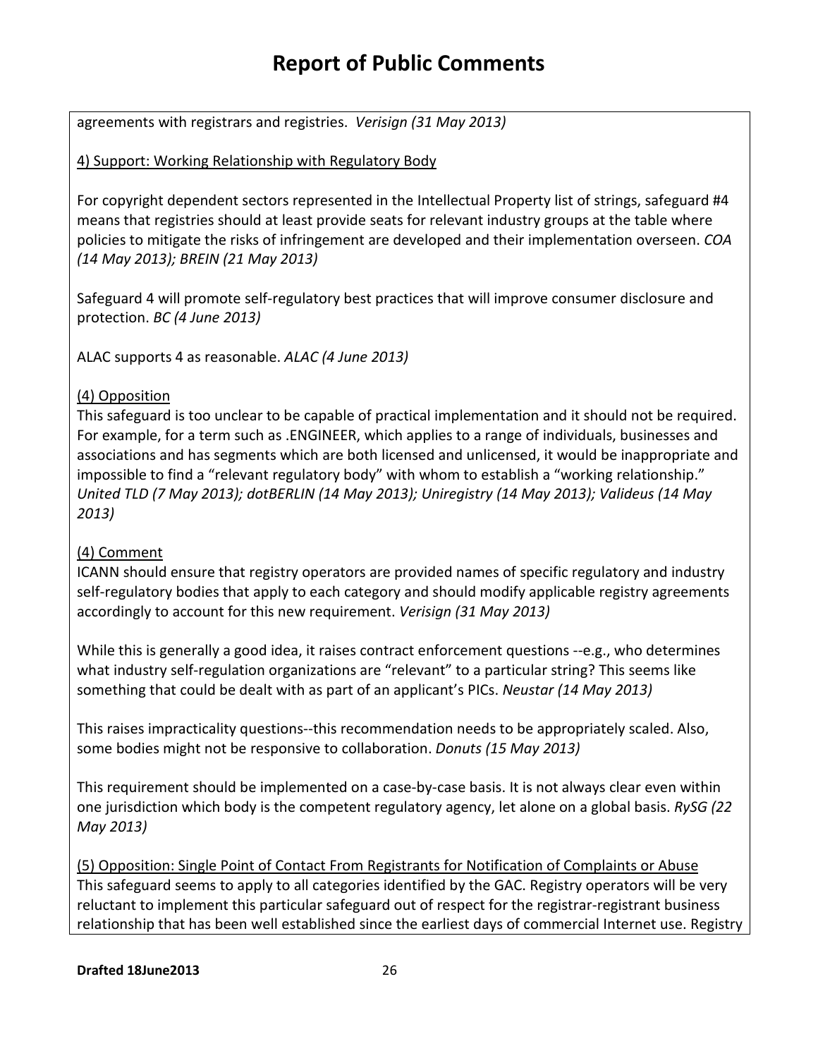agreements with registrars and registries. *Verisign (31 May 2013)*

4) Support: Working Relationship with Regulatory Body

For copyright dependent sectors represented in the Intellectual Property list of strings, safeguard #4 means that registries should at least provide seats for relevant industry groups at the table where policies to mitigate the risks of infringement are developed and their implementation overseen. *COA (14 May 2013); BREIN (21 May 2013)*

Safeguard 4 will promote self-regulatory best practices that will improve consumer disclosure and protection. *BC (4 June 2013)*

ALAC supports 4 as reasonable. *ALAC (4 June 2013)*

(4) Opposition

This safeguard is too unclear to be capable of practical implementation and it should not be required. For example, for a term such as .ENGINEER, which applies to a range of individuals, businesses and associations and has segments which are both licensed and unlicensed, it would be inappropriate and impossible to find a "relevant regulatory body" with whom to establish a "working relationship." *United TLD (7 May 2013); dotBERLIN (14 May 2013); Uniregistry (14 May 2013); Valideus (14 May 2013)*

(4) Comment

ICANN should ensure that registry operators are provided names of specific regulatory and industry self-regulatory bodies that apply to each category and should modify applicable registry agreements accordingly to account for this new requirement. *Verisign (31 May 2013)*

While this is generally a good idea, it raises contract enforcement questions --e.g., who determines what industry self-regulation organizations are "relevant" to a particular string? This seems like something that could be dealt with as part of an applicant's PICs. *Neustar (14 May 2013)*

This raises impracticality questions--this recommendation needs to be appropriately scaled. Also, some bodies might not be responsive to collaboration. *Donuts (15 May 2013)*

This requirement should be implemented on a case-by-case basis. It is not always clear even within one jurisdiction which body is the competent regulatory agency, let alone on a global basis. *RySG (22 May 2013)*

(5) Opposition: Single Point of Contact From Registrants for Notification of Complaints or Abuse

This safeguard seems to apply to all categories identified by the GAC. Registry operators will be very reluctant to implement this particular safeguard out of respect for the registrar-registrant business relationship that has been well established since the earliest days of commercial Internet use. Registry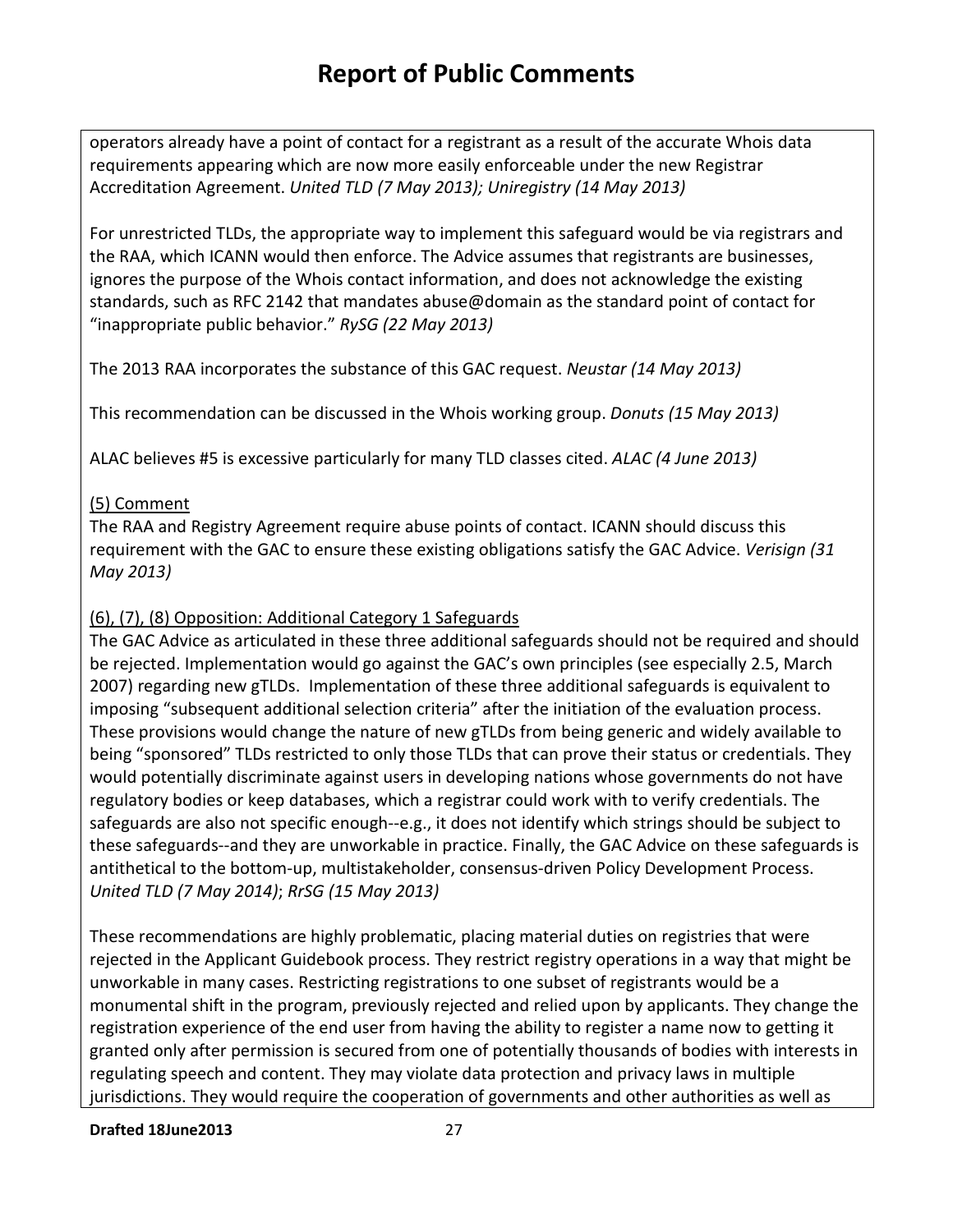operators already have a point of contact for a registrant as a result of the accurate Whois data requirements appearing which are now more easily enforceable under the new Registrar Accreditation Agreement. *United TLD (7 May 2013); Uniregistry (14 May 2013)*

For unrestricted TLDs, the appropriate way to implement this safeguard would be via registrars and the RAA, which ICANN would then enforce. The Advice assumes that registrants are businesses, ignores the purpose of the Whois contact information, and does not acknowledge the existing standards, such as RFC 2142 that mandates abuse@domain as the standard point of contact for "inappropriate public behavior." *RySG (22 May 2013)*

The 2013 RAA incorporates the substance of this GAC request. *Neustar (14 May 2013)*

This recommendation can be discussed in the Whois working group. *Donuts (15 May 2013)*

ALAC believes #5 is excessive particularly for many TLD classes cited. *ALAC (4 June 2013)*

<u>(5) Comment</u>
The RAA and Registry Agreement require abuse points of contact. ICANN should discuss this requirement with the GAC to ensure these existing obligations satisfy the GAC Advice. *Verisign (31 May 2013)*

<u>(6), (7), (8) Opposition: Additional Category 1 Safeguards</u>
The GAC Advice as articulated in these three additional safeguards should not be required and should be rejected. Implementation would go against the GAC's own principles (see especially 2.5, March 2007) regarding new gTLDs. Implementation of these three additional safeguards is equivalent to imposing "subsequent additional selection criteria" after the initiation of the evaluation process. These provisions would change the nature of new gTLDs from being generic and widely available to being "sponsored" TLDs restricted to only those TLDs that can prove their status or credentials. They would potentially discriminate against users in developing nations whose governments do not have regulatory bodies or keep databases, which a registrar could work with to verify credentials. The safeguards are also not specific enough--e.g., it does not identify which strings should be subject to these safeguards--and they are unworkable in practice. Finally, the GAC Advice on these safeguards is antithetical to the bottom-up, multistakeholder, consensus-driven Policy Development Process. *United TLD (7 May 2014)*; *RrSG (15 May 2013)*

These recommendations are highly problematic, placing material duties on registries that were rejected in the Applicant Guidebook process. They restrict registry operations in a way that might be unworkable in many cases. Restricting registrations to one subset of registrants would be a monumental shift in the program, previously rejected and relied upon by applicants. They change the registration experience of the end user from having the ability to register a name now to getting it granted only after permission is secured from one of potentially thousands of bodies with interests in regulating speech and content. They may violate data protection and privacy laws in multiple jurisdictions. They would require the cooperation of governments and other authorities as well as

**Drafted 18June2013**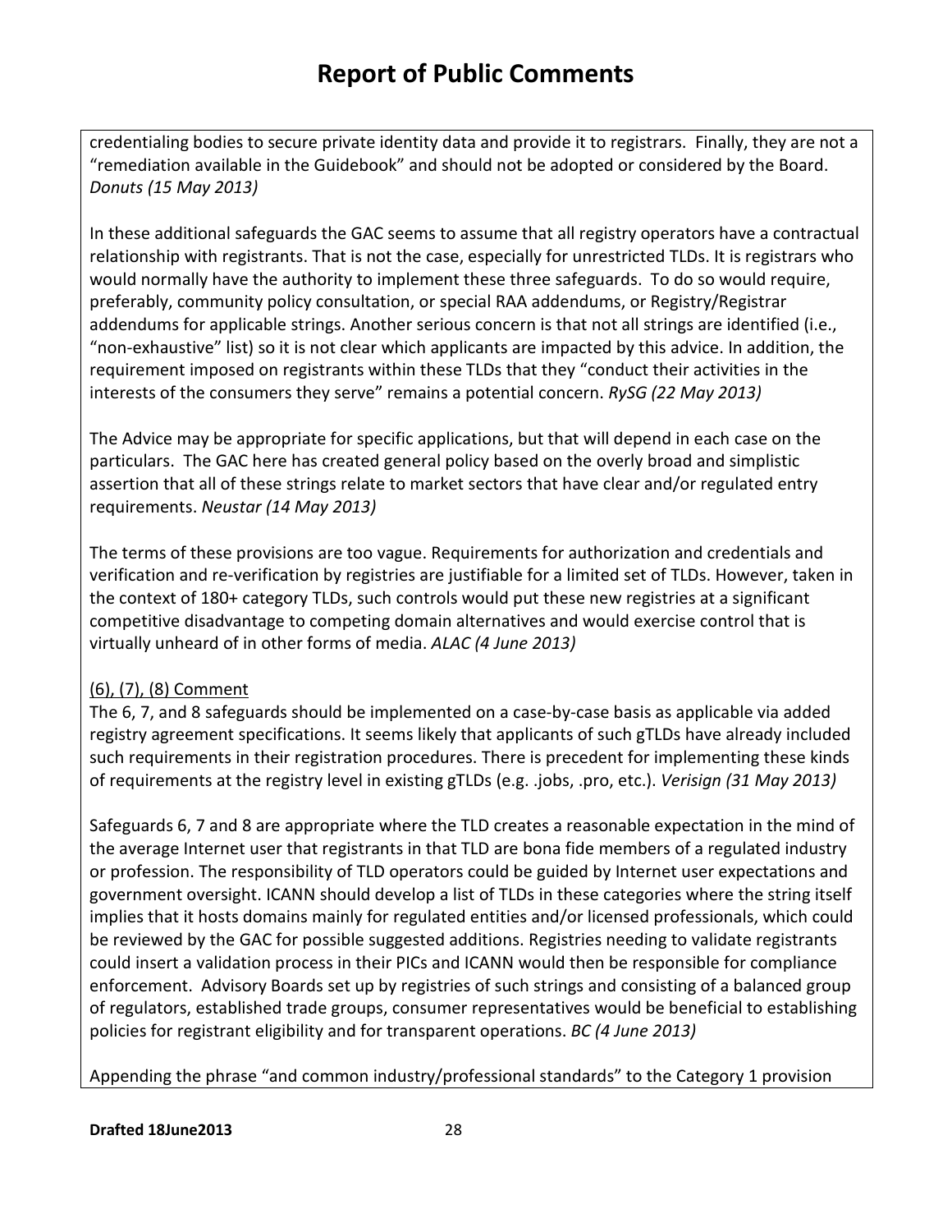credentialing bodies to secure private identity data and provide it to registrars. Finally, they are not a "remediation available in the Guidebook" and should not be adopted or considered by the Board. *Donuts (15 May 2013)*

In these additional safeguards the GAC seems to assume that all registry operators have a contractual relationship with registrants. That is not the case, especially for unrestricted TLDs. It is registrars who would normally have the authority to implement these three safeguards. To do so would require, preferably, community policy consultation, or special RAA addendums, or Registry/Registrar addendums for applicable strings. Another serious concern is that not all strings are identified (i.e., "non-exhaustive" list) so it is not clear which applicants are impacted by this advice. In addition, the requirement imposed on registrants within these TLDs that they "conduct their activities in the interests of the consumers they serve" remains a potential concern. *RySG (22 May 2013)*

The Advice may be appropriate for specific applications, but that will depend in each case on the particulars. The GAC here has created general policy based on the overly broad and simplistic assertion that all of these strings relate to market sectors that have clear and/or regulated entry requirements. *Neustar (14 May 2013)*

The terms of these provisions are too vague. Requirements for authorization and credentials and verification and re-verification by registries are justifiable for a limited set of TLDs. However, taken in the context of 180+ category TLDs, such controls would put these new registries at a significant competitive disadvantage to competing domain alternatives and would exercise control that is virtually unheard of in other forms of media. *ALAC (4 June 2013)*

<u>(6), (7), (8) Comment</u>
The 6, 7, and 8 safeguards should be implemented on a case-by-case basis as applicable via added registry agreement specifications. It seems likely that applicants of such gTLDs have already included such requirements in their registration procedures. There is precedent for implementing these kinds of requirements at the registry level in existing gTLDs (e.g. .jobs, .pro, etc.). *Verisign (31 May 2013)*

Safeguards 6, 7 and 8 are appropriate where the TLD creates a reasonable expectation in the mind of the average Internet user that registrants in that TLD are bona fide members of a regulated industry or profession. The responsibility of TLD operators could be guided by Internet user expectations and government oversight. ICANN should develop a list of TLDs in these categories where the string itself implies that it hosts domains mainly for regulated entities and/or licensed professionals, which could be reviewed by the GAC for possible suggested additions. Registries needing to validate registrants could insert a validation process in their PICs and ICANN would then be responsible for compliance enforcement. Advisory Boards set up by registries of such strings and consisting of a balanced group of regulators, established trade groups, consumer representatives would be beneficial to establishing policies for registrant eligibility and for transparent operations. *BC (4 June 2013)*

Appending the phrase "and common industry/professional standards" to the Category 1 provision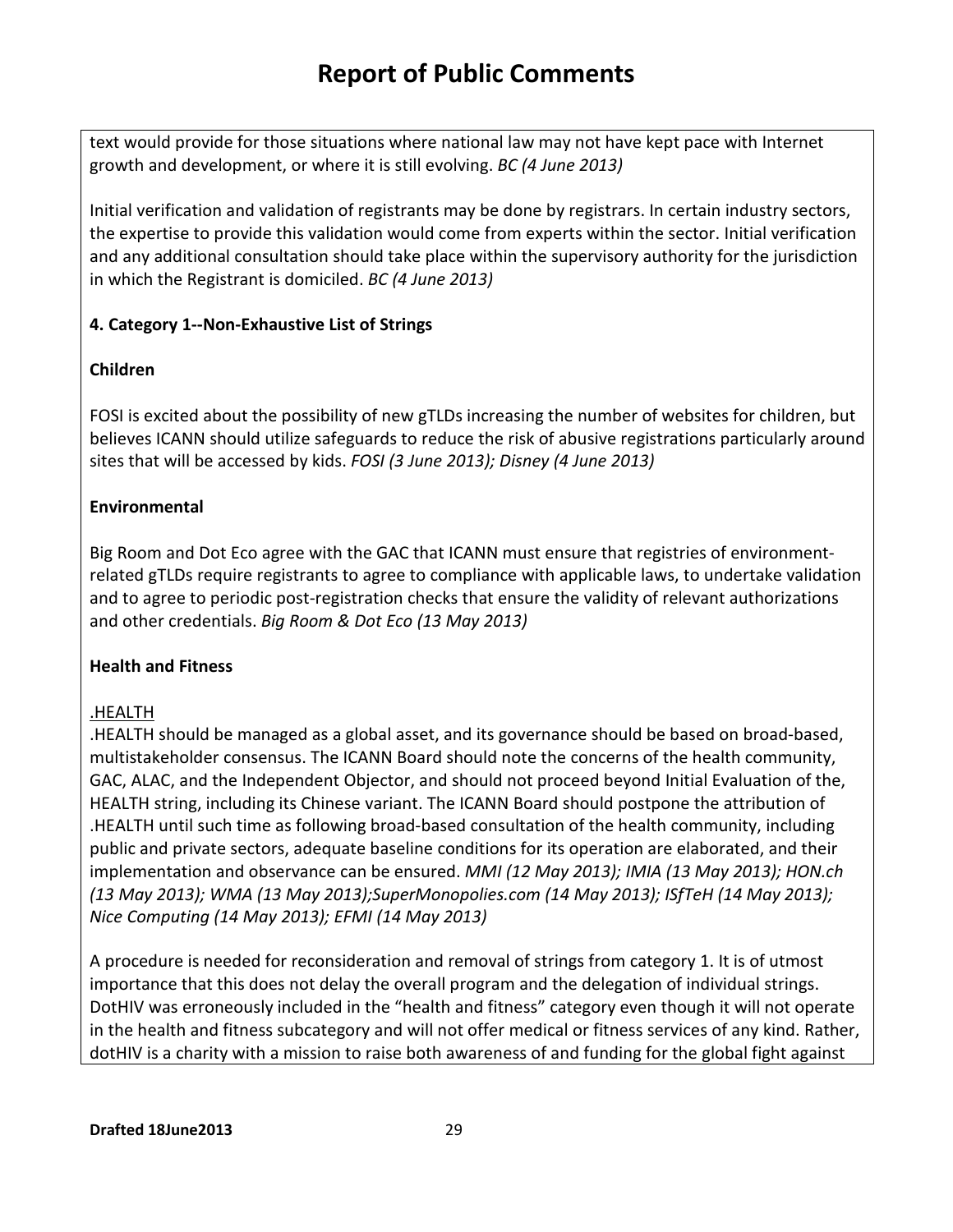text would provide for those situations where national law may not have kept pace with Internet growth and development, or where it is still evolving. *BC (4 June 2013)*

Initial verification and validation of registrants may be done by registrars. In certain industry sectors, the expertise to provide this validation would come from experts within the sector. Initial verification and any additional consultation should take place within the supervisory authority for the jurisdiction in which the Registrant is domiciled. *BC (4 June 2013)*

**4. Category 1--Non-Exhaustive List of Strings**

**Children**

FOSI is excited about the possibility of new gTLDs increasing the number of websites for children, but believes ICANN should utilize safeguards to reduce the risk of abusive registrations particularly around sites that will be accessed by kids. *FOSI (3 June 2013); Disney (4 June 2013)*

**Environmental**

Big Room and Dot Eco agree with the GAC that ICANN must ensure that registries of environment-related gTLDs require registrants to agree to compliance with applicable laws, to undertake validation and to agree to periodic post-registration checks that ensure the validity of relevant authorizations and other credentials. *Big Room & Dot Eco (13 May 2013)*

**Health and Fitness**

<u>.HEALTH</u>

.HEALTH should be managed as a global asset, and its governance should be based on broad-based, multistakeholder consensus. The ICANN Board should note the concerns of the health community, GAC, ALAC, and the Independent Objector, and should not proceed beyond Initial Evaluation of the, HEALTH string, including its Chinese variant. The ICANN Board should postpone the attribution of .HEALTH until such time as following broad-based consultation of the health community, including public and private sectors, adequate baseline conditions for its operation are elaborated, and their implementation and observance can be ensured. *MMI (12 May 2013); IMIA (13 May 2013); HON.ch (13 May 2013); WMA (13 May 2013);SuperMonopolies.com (14 May 2013); ISfTeH (14 May 2013); Nice Computing (14 May 2013); EFMI (14 May 2013)*

A procedure is needed for reconsideration and removal of strings from category 1. It is of utmost importance that this does not delay the overall program and the delegation of individual strings. DotHIV was erroneously included in the "health and fitness" category even though it will not operate in the health and fitness subcategory and will not offer medical or fitness services of any kind. Rather, dotHIV is a charity with a mission to raise both awareness of and funding for the global fight against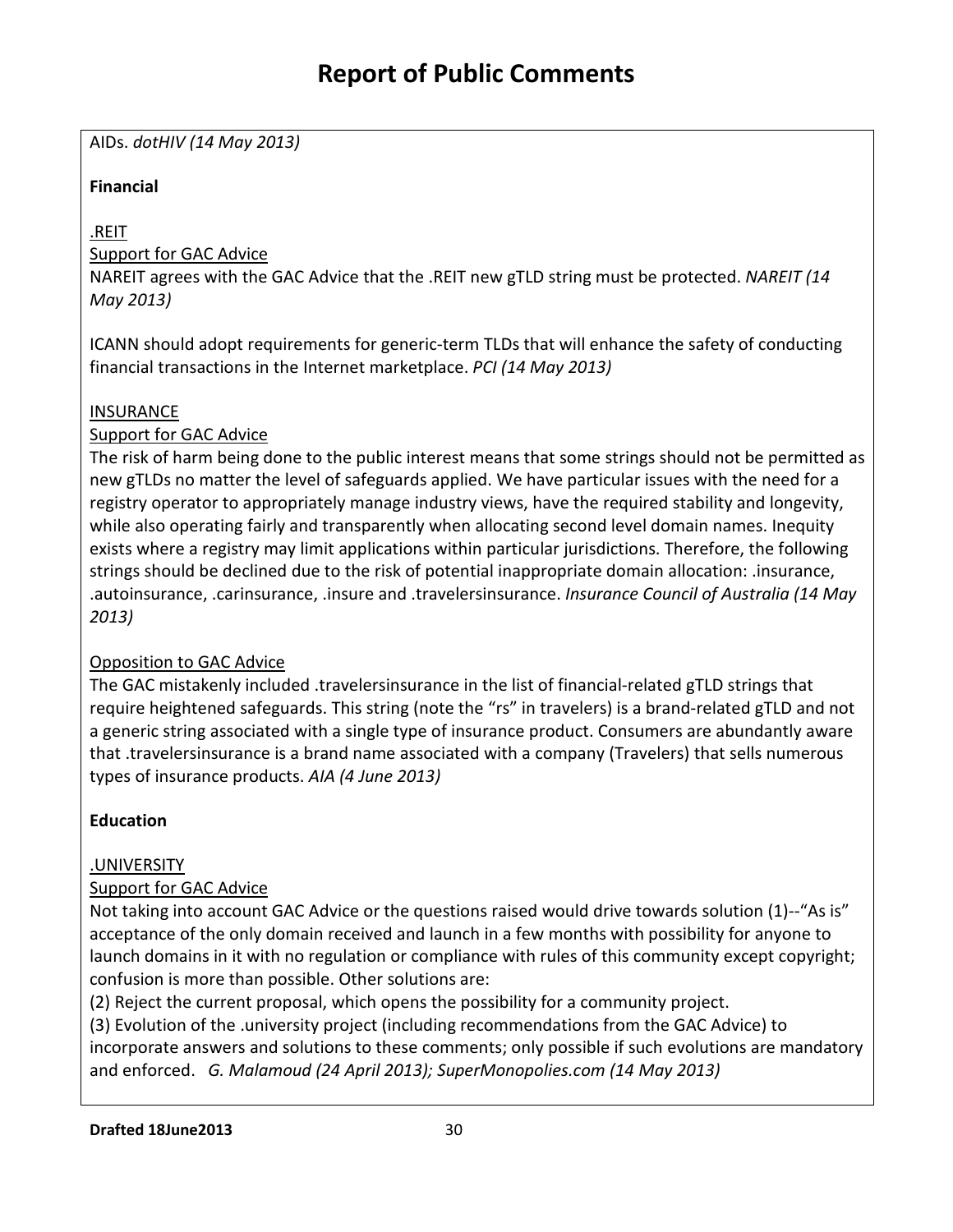AIDs. *dotHIV (14 May 2013)*

**Financial**

.REIT

Support for GAC Advice

NAREIT agrees with the GAC Advice that the .REIT new gTLD string must be protected. *NAREIT (14 May 2013)*

ICANN should adopt requirements for generic-term TLDs that will enhance the safety of conducting financial transactions in the Internet marketplace. *PCI (14 May 2013)*

INSURANCE

Support for GAC Advice

The risk of harm being done to the public interest means that some strings should not be permitted as new gTLDs no matter the level of safeguards applied. We have particular issues with the need for a registry operator to appropriately manage industry views, have the required stability and longevity, while also operating fairly and transparently when allocating second level domain names. Inequity exists where a registry may limit applications within particular jurisdictions. Therefore, the following strings should be declined due to the risk of potential inappropriate domain allocation: .insurance, .autoinsurance, .carinsurance, .insure and .travelersinsurance. *Insurance Council of Australia (14 May 2013)*

Opposition to GAC Advice

The GAC mistakenly included .travelersinsurance in the list of financial-related gTLD strings that require heightened safeguards. This string (note the "rs" in travelers) is a brand-related gTLD and not a generic string associated with a single type of insurance product. Consumers are abundantly aware that .travelersinsurance is a brand name associated with a company (Travelers) that sells numerous types of insurance products. *AIA (4 June 2013)*

**Education**

.UNIVERSITY

Support for GAC Advice

Not taking into account GAC Advice or the questions raised would drive towards solution (1)--"As is" acceptance of the only domain received and launch in a few months with possibility for anyone to launch domains in it with no regulation or compliance with rules of this community except copyright; confusion is more than possible. Other solutions are:

(2) Reject the current proposal, which opens the possibility for a community project.

(3) Evolution of the .university project (including recommendations from the GAC Advice) to incorporate answers and solutions to these comments; only possible if such evolutions are mandatory and enforced. *G. Malamoud (24 April 2013); SuperMonopolies.com (14 May 2013)*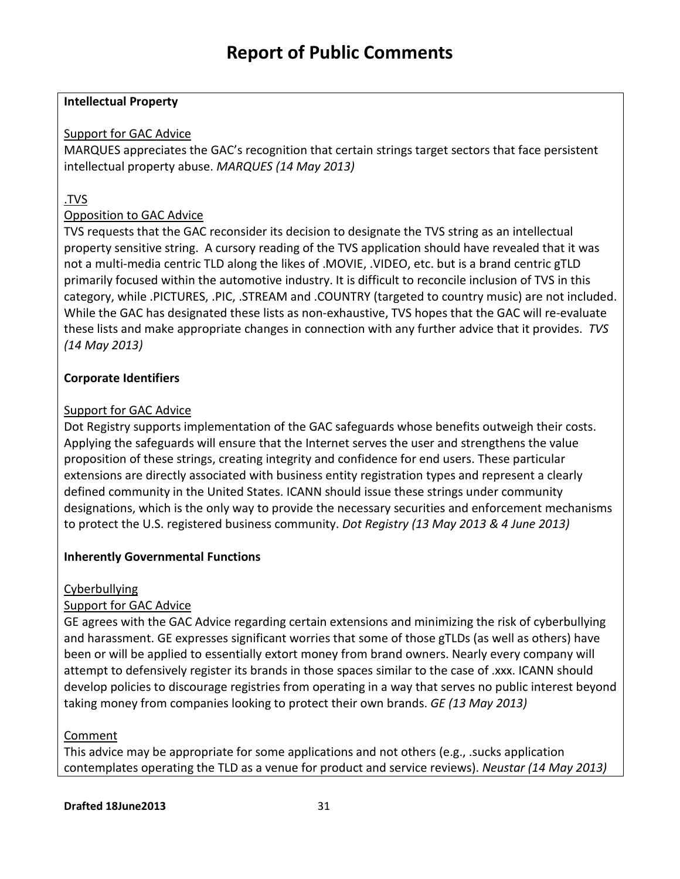# Report of Public Comments

**Intellectual Property**

Support for GAC Advice

MARQUES appreciates the GAC's recognition that certain strings target sectors that face persistent intellectual property abuse. *MARQUES (14 May 2013)*

.TVS

Opposition to GAC Advice

TVS requests that the GAC reconsider its decision to designate the TVS string as an intellectual property sensitive string. A cursory reading of the TVS application should have revealed that it was not a multi-media centric TLD along the likes of .MOVIE, .VIDEO, etc. but is a brand centric gTLD primarily focused within the automotive industry. It is difficult to reconcile inclusion of TVS in this category, while .PICTURES, .PIC, .STREAM and .COUNTRY (targeted to country music) are not included. While the GAC has designated these lists as non-exhaustive, TVS hopes that the GAC will re-evaluate these lists and make appropriate changes in connection with any further advice that it provides. *TVS (14 May 2013)*

**Corporate Identifiers**

Support for GAC Advice

Dot Registry supports implementation of the GAC safeguards whose benefits outweigh their costs. Applying the safeguards will ensure that the Internet serves the user and strengthens the value proposition of these strings, creating integrity and confidence for end users. These particular extensions are directly associated with business entity registration types and represent a clearly defined community in the United States. ICANN should issue these strings under community designations, which is the only way to provide the necessary securities and enforcement mechanisms to protect the U.S. registered business community. *Dot Registry (13 May 2013 & 4 June 2013)*

**Inherently Governmental Functions**

Cyberbullying

Support for GAC Advice

GE agrees with the GAC Advice regarding certain extensions and minimizing the risk of cyberbullying and harassment. GE expresses significant worries that some of those gTLDs (as well as others) have been or will be applied to essentially extort money from brand owners. Nearly every company will attempt to defensively register its brands in those spaces similar to the case of .xxx. ICANN should develop policies to discourage registries from operating in a way that serves no public interest beyond taking money from companies looking to protect their own brands. *GE (13 May 2013)*

Comment

This advice may be appropriate for some applications and not others (e.g., .sucks application contemplates operating the TLD as a venue for product and service reviews). *Neustar (14 May 2013)*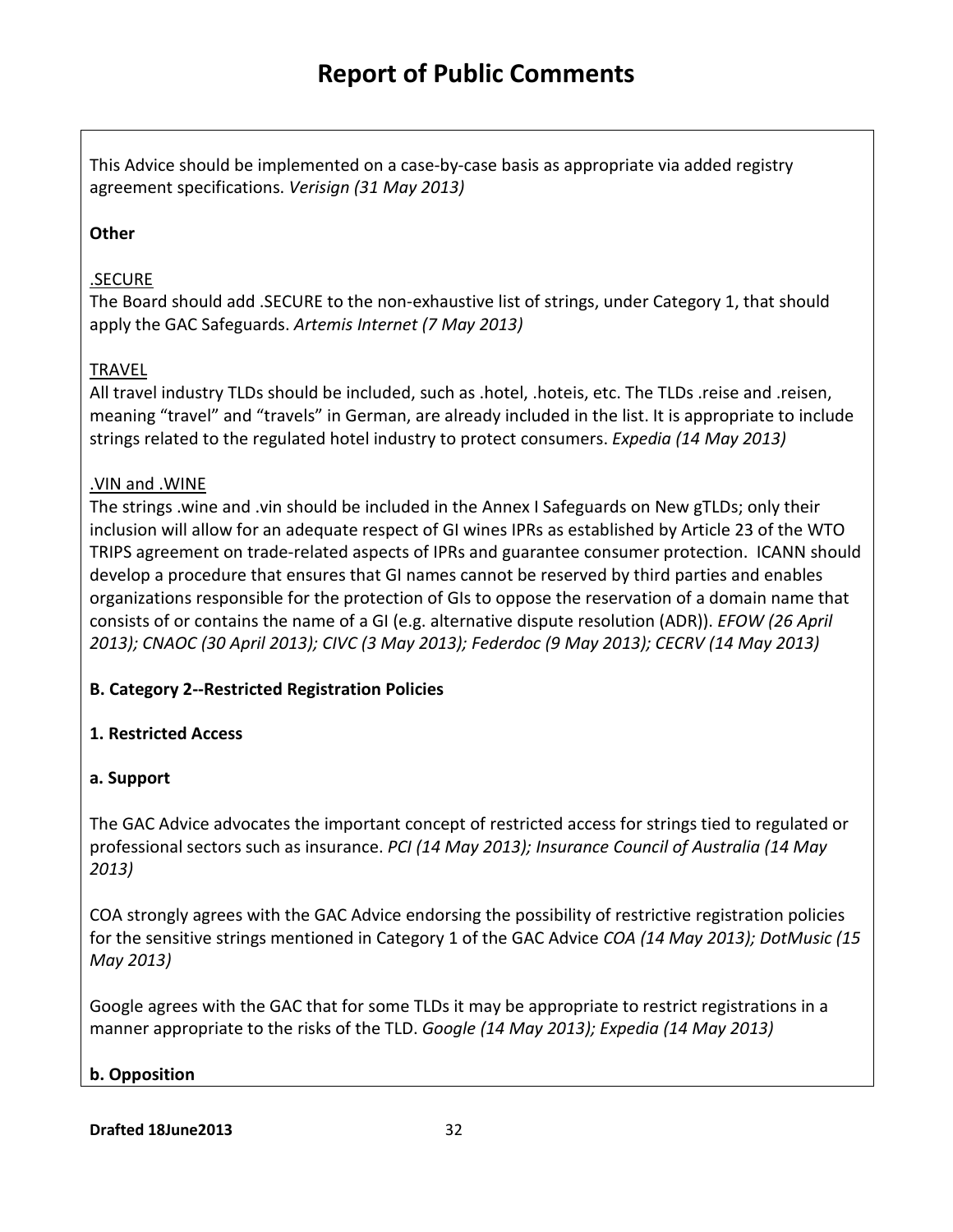This Advice should be implemented on a case-by-case basis as appropriate via added registry agreement specifications. *Verisign (31 May 2013)*

**Other**

.SECURE
The Board should add .SECURE to the non-exhaustive list of strings, under Category 1, that should apply the GAC Safeguards. *Artemis Internet (7 May 2013)*

TRAVEL
All travel industry TLDs should be included, such as .hotel, .hoteis, etc. The TLDs .reise and .reisen, meaning "travel" and "travels" in German, are already included in the list. It is appropriate to include strings related to the regulated hotel industry to protect consumers. *Expedia (14 May 2013)*

.VIN and .WINE
The strings .wine and .vin should be included in the Annex I Safeguards on New gTLDs; only their inclusion will allow for an adequate respect of GI wines IPRs as established by Article 23 of the WTO TRIPS agreement on trade-related aspects of IPRs and guarantee consumer protection. ICANN should develop a procedure that ensures that GI names cannot be reserved by third parties and enables organizations responsible for the protection of GIs to oppose the reservation of a domain name that consists of or contains the name of a GI (e.g. alternative dispute resolution (ADR)). *EFOW (26 April 2013); CNAOC (30 April 2013); CIVC (3 May 2013); Federdoc (9 May 2013); CECRV (14 May 2013)*

**B. Category 2--Restricted Registration Policies**

**1. Restricted Access**

**a. Support**

The GAC Advice advocates the important concept of restricted access for strings tied to regulated or professional sectors such as insurance. *PCI (14 May 2013); Insurance Council of Australia (14 May 2013)*

COA strongly agrees with the GAC Advice endorsing the possibility of restrictive registration policies for the sensitive strings mentioned in Category 1 of the GAC Advice *COA (14 May 2013); DotMusic (15 May 2013)*

Google agrees with the GAC that for some TLDs it may be appropriate to restrict registrations in a manner appropriate to the risks of the TLD. *Google (14 May 2013); Expedia (14 May 2013)*

**b. Opposition**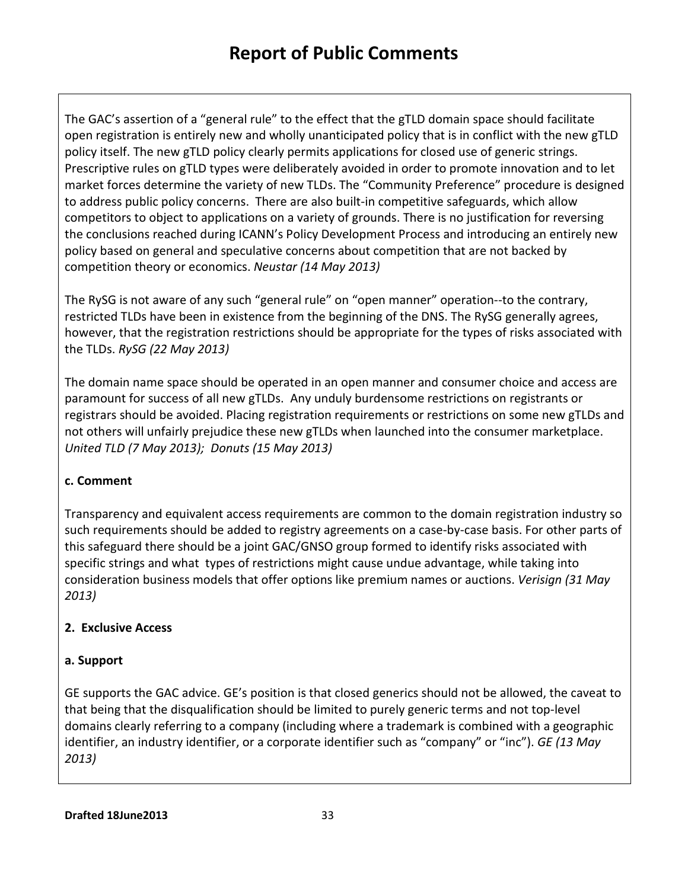The GAC's assertion of a "general rule" to the effect that the gTLD domain space should facilitate open registration is entirely new and wholly unanticipated policy that is in conflict with the new gTLD policy itself. The new gTLD policy clearly permits applications for closed use of generic strings. Prescriptive rules on gTLD types were deliberately avoided in order to promote innovation and to let market forces determine the variety of new TLDs. The "Community Preference" procedure is designed to address public policy concerns. There are also built-in competitive safeguards, which allow competitors to object to applications on a variety of grounds. There is no justification for reversing the conclusions reached during ICANN's Policy Development Process and introducing an entirely new policy based on general and speculative concerns about competition that are not backed by competition theory or economics. *Neustar (14 May 2013)*

The RySG is not aware of any such "general rule" on "open manner" operation--to the contrary, restricted TLDs have been in existence from the beginning of the DNS. The RySG generally agrees, however, that the registration restrictions should be appropriate for the types of risks associated with the TLDs. *RySG (22 May 2013)*

The domain name space should be operated in an open manner and consumer choice and access are paramount for success of all new gTLDs. Any unduly burdensome restrictions on registrants or registrars should be avoided. Placing registration requirements or restrictions on some new gTLDs and not others will unfairly prejudice these new gTLDs when launched into the consumer marketplace. *United TLD (7 May 2013); Donuts (15 May 2013)*

**c. Comment**

Transparency and equivalent access requirements are common to the domain registration industry so such requirements should be added to registry agreements on a case-by-case basis. For other parts of this safeguard there should be a joint GAC/GNSO group formed to identify risks associated with specific strings and what types of restrictions might cause undue advantage, while taking into consideration business models that offer options like premium names or auctions. *Verisign (31 May 2013)*

**2. Exclusive Access**

**a. Support**

GE supports the GAC advice. GE's position is that closed generics should not be allowed, the caveat to that being that the disqualification should be limited to purely generic terms and not top-level domains clearly referring to a company (including where a trademark is combined with a geographic identifier, an industry identifier, or a corporate identifier such as "company" or "inc"). *GE (13 May 2013)*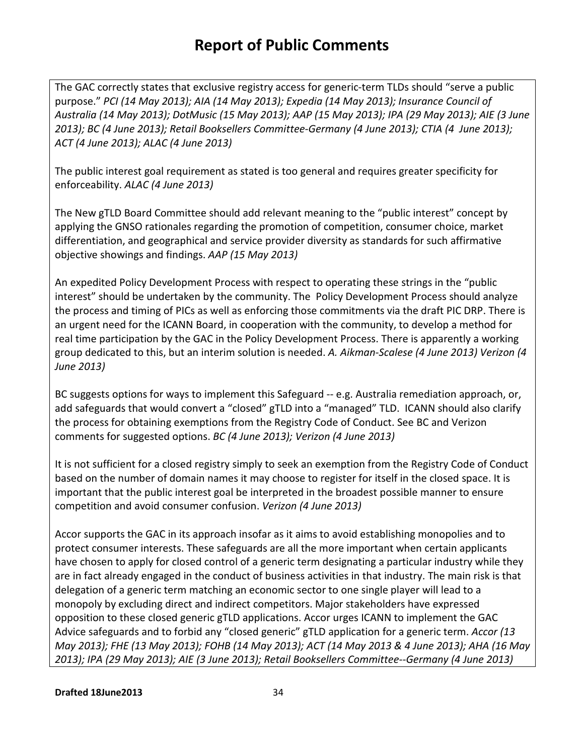# Report of Public Comments

The GAC correctly states that exclusive registry access for generic-term TLDs should "serve a public purpose." *PCI (14 May 2013); AIA (14 May 2013); Expedia (14 May 2013); Insurance Council of Australia (14 May 2013); DotMusic (15 May 2013); AAP (15 May 2013); IPA (29 May 2013); AIE (3 June 2013); BC (4 June 2013); Retail Booksellers Committee-Germany (4 June 2013); CTIA (4 June 2013); ACT (4 June 2013); ALAC (4 June 2013)*

The public interest goal requirement as stated is too general and requires greater specificity for enforceability. *ALAC (4 June 2013)*

The New gTLD Board Committee should add relevant meaning to the "public interest" concept by applying the GNSO rationales regarding the promotion of competition, consumer choice, market differentiation, and geographical and service provider diversity as standards for such affirmative objective showings and findings. *AAP (15 May 2013)*

An expedited Policy Development Process with respect to operating these strings in the "public interest" should be undertaken by the community. The Policy Development Process should analyze the process and timing of PICs as well as enforcing those commitments via the draft PIC DRP. There is an urgent need for the ICANN Board, in cooperation with the community, to develop a method for real time participation by the GAC in the Policy Development Process. There is apparently a working group dedicated to this, but an interim solution is needed. *A. Aikman-Scalese (4 June 2013) Verizon (4 June 2013)*

BC suggests options for ways to implement this Safeguard -- e.g. Australia remediation approach, or, add safeguards that would convert a "closed" gTLD into a "managed" TLD. ICANN should also clarify the process for obtaining exemptions from the Registry Code of Conduct. See BC and Verizon comments for suggested options. *BC (4 June 2013); Verizon (4 June 2013)*

It is not sufficient for a closed registry simply to seek an exemption from the Registry Code of Conduct based on the number of domain names it may choose to register for itself in the closed space. It is important that the public interest goal be interpreted in the broadest possible manner to ensure competition and avoid consumer confusion. *Verizon (4 June 2013)*

Accor supports the GAC in its approach insofar as it aims to avoid establishing monopolies and to protect consumer interests. These safeguards are all the more important when certain applicants have chosen to apply for closed control of a generic term designating a particular industry while they are in fact already engaged in the conduct of business activities in that industry. The main risk is that delegation of a generic term matching an economic sector to one single player will lead to a monopoly by excluding direct and indirect competitors. Major stakeholders have expressed opposition to these closed generic gTLD applications. Accor urges ICANN to implement the GAC Advice safeguards and to forbid any "closed generic" gTLD application for a generic term. *Accor (13 May 2013); FHE (13 May 2013); FOHB (14 May 2013); ACT (14 May 2013 & 4 June 2013); AHA (16 May 2013); IPA (29 May 2013); AIE (3 June 2013); Retail Booksellers Committee--Germany (4 June 2013)*

**Drafted 18June2013**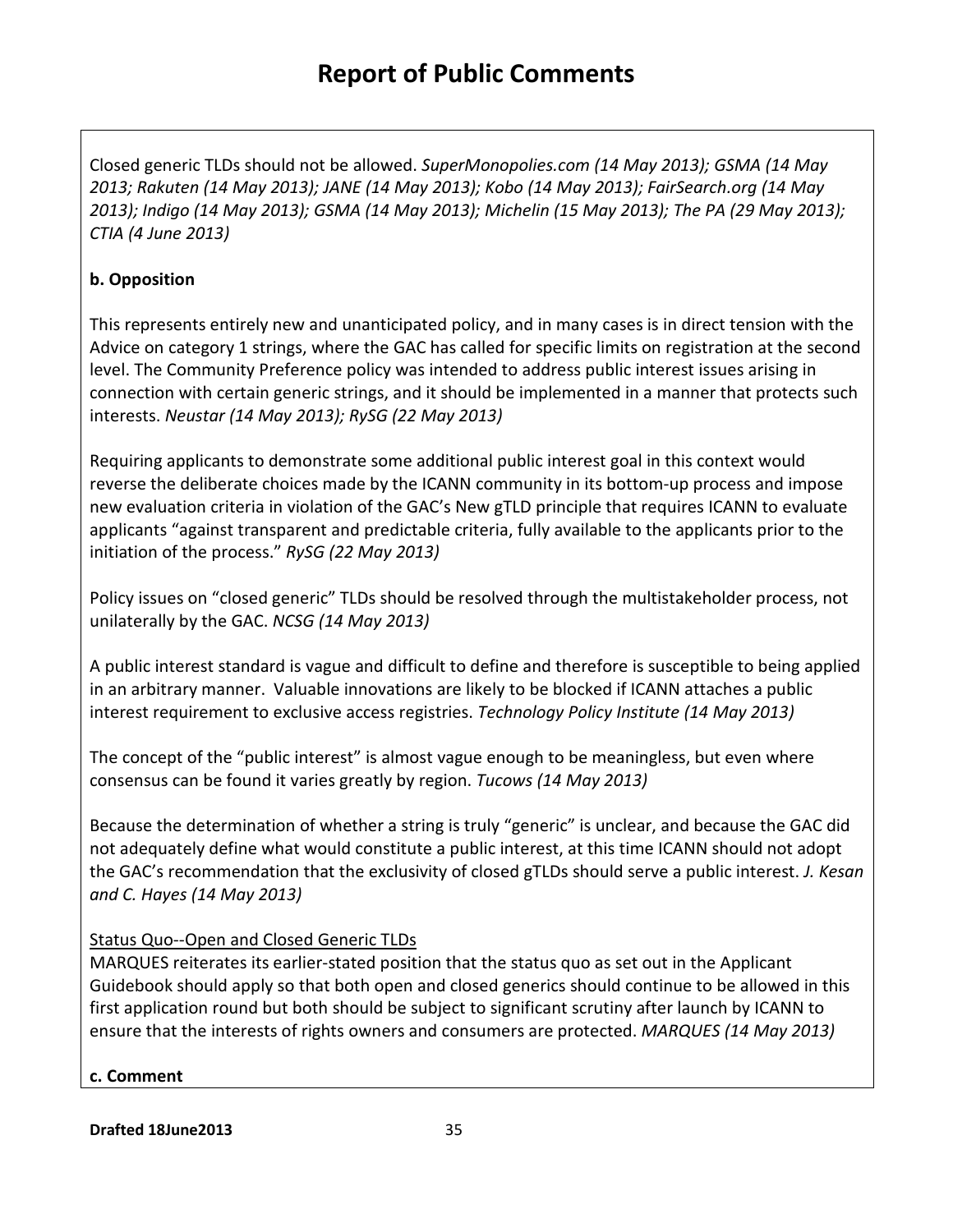Closed generic TLDs should not be allowed. *SuperMonopolies.com (14 May 2013); GSMA (14 May 2013; Rakuten (14 May 2013); JANE (14 May 2013); Kobo (14 May 2013); FairSearch.org (14 May 2013); Indigo (14 May 2013); GSMA (14 May 2013); Michelin (15 May 2013); The PA (29 May 2013); CTIA (4 June 2013)*

**b. Opposition**

This represents entirely new and unanticipated policy, and in many cases is in direct tension with the Advice on category 1 strings, where the GAC has called for specific limits on registration at the second level. The Community Preference policy was intended to address public interest issues arising in connection with certain generic strings, and it should be implemented in a manner that protects such interests. *Neustar (14 May 2013); RySG (22 May 2013)*

Requiring applicants to demonstrate some additional public interest goal in this context would reverse the deliberate choices made by the ICANN community in its bottom-up process and impose new evaluation criteria in violation of the GAC's New gTLD principle that requires ICANN to evaluate applicants "against transparent and predictable criteria, fully available to the applicants prior to the initiation of the process." *RySG (22 May 2013)*

Policy issues on "closed generic" TLDs should be resolved through the multistakeholder process, not unilaterally by the GAC. *NCSG (14 May 2013)*

A public interest standard is vague and difficult to define and therefore is susceptible to being applied in an arbitrary manner. Valuable innovations are likely to be blocked if ICANN attaches a public interest requirement to exclusive access registries. *Technology Policy Institute (14 May 2013)*

The concept of the "public interest" is almost vague enough to be meaningless, but even where consensus can be found it varies greatly by region. *Tucows (14 May 2013)*

Because the determination of whether a string is truly "generic" is unclear, and because the GAC did not adequately define what would constitute a public interest, at this time ICANN should not adopt the GAC's recommendation that the exclusivity of closed gTLDs should serve a public interest. *J. Kesan and C. Hayes (14 May 2013)*

<u>Status Quo--Open and Closed Generic TLDs</u>
MARQUES reiterates its earlier-stated position that the status quo as set out in the Applicant Guidebook should apply so that both open and closed generics should continue to be allowed in this first application round but both should be subject to significant scrutiny after launch by ICANN to ensure that the interests of rights owners and consumers are protected. *MARQUES (14 May 2013)*

**c. Comment**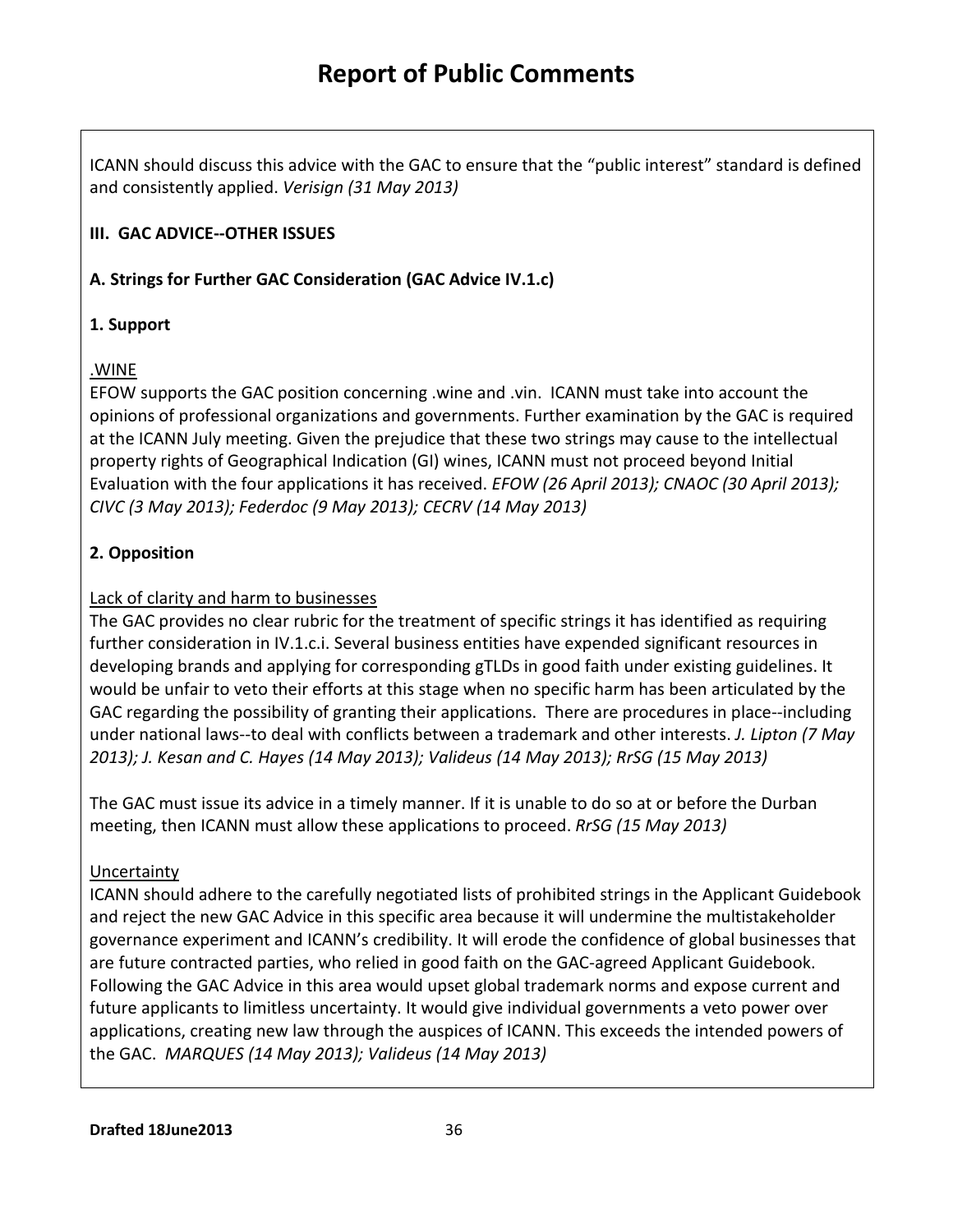ICANN should discuss this advice with the GAC to ensure that the "public interest" standard is defined and consistently applied. *Verisign (31 May 2013)*

**III. GAC ADVICE--OTHER ISSUES**

**A. Strings for Further GAC Consideration (GAC Advice IV.1.c)**

**1. Support**

.WINE
EFOW supports the GAC position concerning .wine and .vin. ICANN must take into account the opinions of professional organizations and governments. Further examination by the GAC is required at the ICANN July meeting. Given the prejudice that these two strings may cause to the intellectual property rights of Geographical Indication (GI) wines, ICANN must not proceed beyond Initial Evaluation with the four applications it has received. *EFOW (26 April 2013); CNAOC (30 April 2013); CIVC (3 May 2013); Federdoc (9 May 2013); CECRV (14 May 2013)*

**2. Opposition**

Lack of clarity and harm to businesses
The GAC provides no clear rubric for the treatment of specific strings it has identified as requiring further consideration in IV.1.c.i. Several business entities have expended significant resources in developing brands and applying for corresponding gTLDs in good faith under existing guidelines. It would be unfair to veto their efforts at this stage when no specific harm has been articulated by the GAC regarding the possibility of granting their applications. There are procedures in place--including under national laws--to deal with conflicts between a trademark and other interests. *J. Lipton (7 May 2013); J. Kesan and C. Hayes (14 May 2013); Valideus (14 May 2013); RrSG (15 May 2013)*

The GAC must issue its advice in a timely manner. If it is unable to do so at or before the Durban meeting, then ICANN must allow these applications to proceed. *RrSG (15 May 2013)*

Uncertainty
ICANN should adhere to the carefully negotiated lists of prohibited strings in the Applicant Guidebook and reject the new GAC Advice in this specific area because it will undermine the multistakeholder governance experiment and ICANN's credibility. It will erode the confidence of global businesses that are future contracted parties, who relied in good faith on the GAC-agreed Applicant Guidebook. Following the GAC Advice in this area would upset global trademark norms and expose current and future applicants to limitless uncertainty. It would give individual governments a veto power over applications, creating new law through the auspices of ICANN. This exceeds the intended powers of the GAC. *MARQUES (14 May 2013); Valideus (14 May 2013)*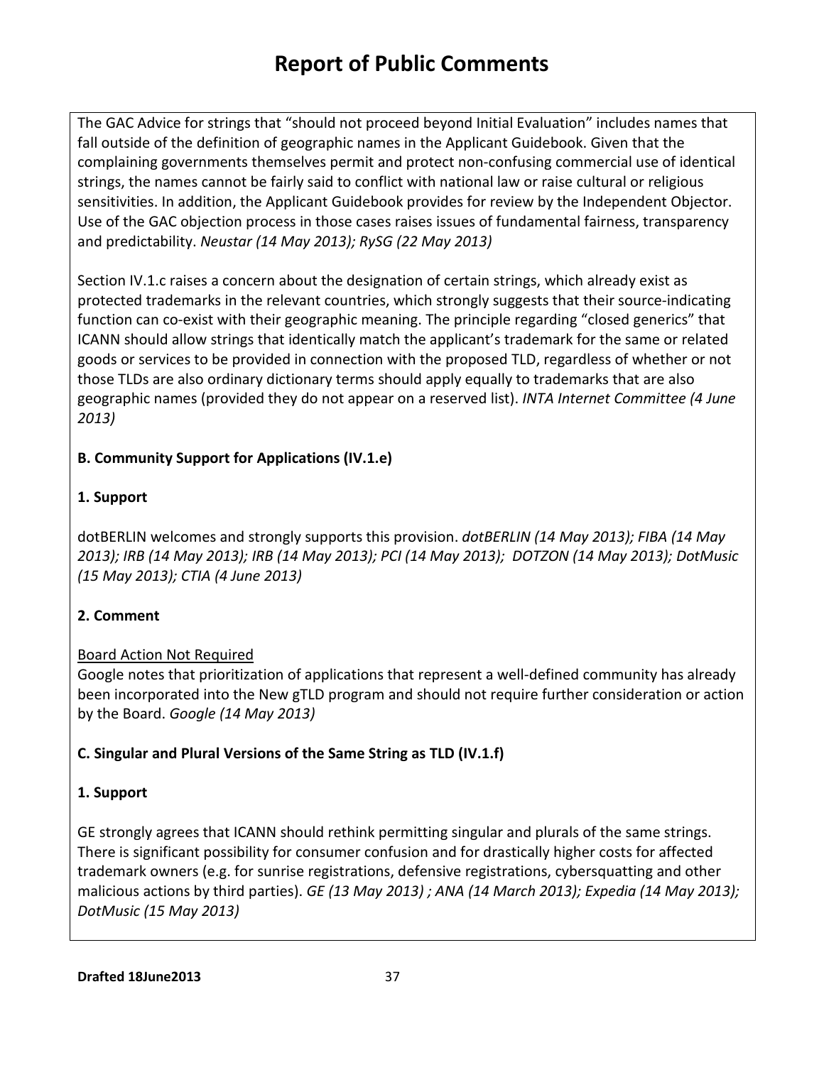The GAC Advice for strings that "should not proceed beyond Initial Evaluation" includes names that fall outside of the definition of geographic names in the Applicant Guidebook. Given that the complaining governments themselves permit and protect non-confusing commercial use of identical strings, the names cannot be fairly said to conflict with national law or raise cultural or religious sensitivities. In addition, the Applicant Guidebook provides for review by the Independent Objector. Use of the GAC objection process in those cases raises issues of fundamental fairness, transparency and predictability. *Neustar (14 May 2013); RySG (22 May 2013)*

Section IV.1.c raises a concern about the designation of certain strings, which already exist as protected trademarks in the relevant countries, which strongly suggests that their source-indicating function can co-exist with their geographic meaning. The principle regarding "closed generics" that ICANN should allow strings that identically match the applicant's trademark for the same or related goods or services to be provided in connection with the proposed TLD, regardless of whether or not those TLDs are also ordinary dictionary terms should apply equally to trademarks that are also geographic names (provided they do not appear on a reserved list). *INTA Internet Committee (4 June 2013)*

**B. Community Support for Applications (IV.1.e)**

**1. Support**

dotBERLIN welcomes and strongly supports this provision. *dotBERLIN (14 May 2013); FIBA (14 May 2013); IRB (14 May 2013); IRB (14 May 2013); PCI (14 May 2013); DOTZON (14 May 2013); DotMusic (15 May 2013); CTIA (4 June 2013)*

**2. Comment**

Board Action Not Required

Google notes that prioritization of applications that represent a well-defined community has already been incorporated into the New gTLD program and should not require further consideration or action by the Board. *Google (14 May 2013)*

**C. Singular and Plural Versions of the Same String as TLD (IV.1.f)**

**1. Support**

GE strongly agrees that ICANN should rethink permitting singular and plurals of the same strings. There is significant possibility for consumer confusion and for drastically higher costs for affected trademark owners (e.g. for sunrise registrations, defensive registrations, cybersquatting and other malicious actions by third parties). *GE (13 May 2013) ; ANA (14 March 2013); Expedia (14 May 2013); DotMusic (15 May 2013)*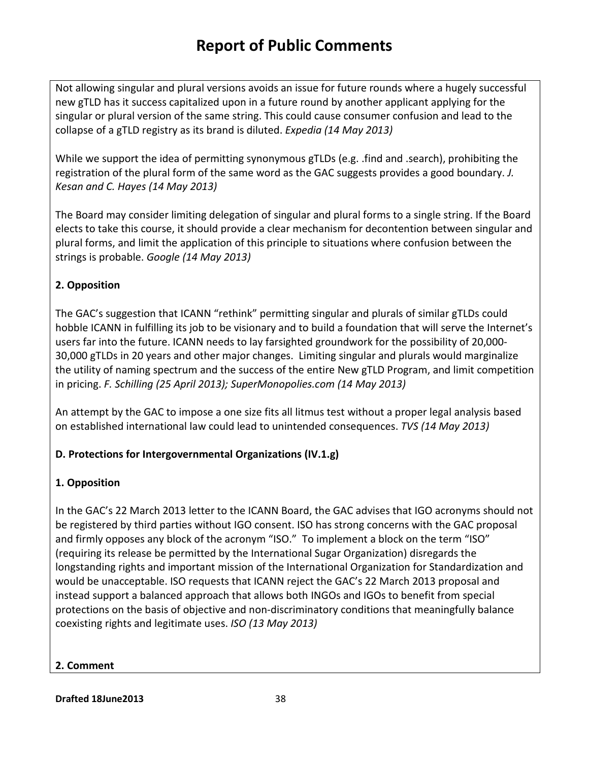# Report of Public Comments

Not allowing singular and plural versions avoids an issue for future rounds where a hugely successful new gTLD has it success capitalized upon in a future round by another applicant applying for the singular or plural version of the same string. This could cause consumer confusion and lead to the collapse of a gTLD registry as its brand is diluted. *Expedia (14 May 2013)*

While we support the idea of permitting synonymous gTLDs (e.g. .find and .search), prohibiting the registration of the plural form of the same word as the GAC suggests provides a good boundary. *J. Kesan and C. Hayes (14 May 2013)*

The Board may consider limiting delegation of singular and plural forms to a single string. If the Board elects to take this course, it should provide a clear mechanism for decontention between singular and plural forms, and limit the application of this principle to situations where confusion between the strings is probable. *Google (14 May 2013)*

**2. Opposition**

The GAC's suggestion that ICANN "rethink" permitting singular and plurals of similar gTLDs could hobble ICANN in fulfilling its job to be visionary and to build a foundation that will serve the Internet's users far into the future. ICANN needs to lay farsighted groundwork for the possibility of 20,000-30,000 gTLDs in 20 years and other major changes. Limiting singular and plurals would marginalize the utility of naming spectrum and the success of the entire New gTLD Program, and limit competition in pricing. *F. Schilling (25 April 2013); SuperMonopolies.com (14 May 2013)*

An attempt by the GAC to impose a one size fits all litmus test without a proper legal analysis based on established international law could lead to unintended consequences. *TVS (14 May 2013)*

**D. Protections for Intergovernmental Organizations (IV.1.g)**

**1. Opposition**

In the GAC's 22 March 2013 letter to the ICANN Board, the GAC advises that IGO acronyms should not be registered by third parties without IGO consent. ISO has strong concerns with the GAC proposal and firmly opposes any block of the acronym "ISO." To implement a block on the term "ISO" (requiring its release be permitted by the International Sugar Organization) disregards the longstanding rights and important mission of the International Organization for Standardization and would be unacceptable. ISO requests that ICANN reject the GAC's 22 March 2013 proposal and instead support a balanced approach that allows both INGOs and IGOs to benefit from special protections on the basis of objective and non-discriminatory conditions that meaningfully balance coexisting rights and legitimate uses. *ISO (13 May 2013)*

**2. Comment**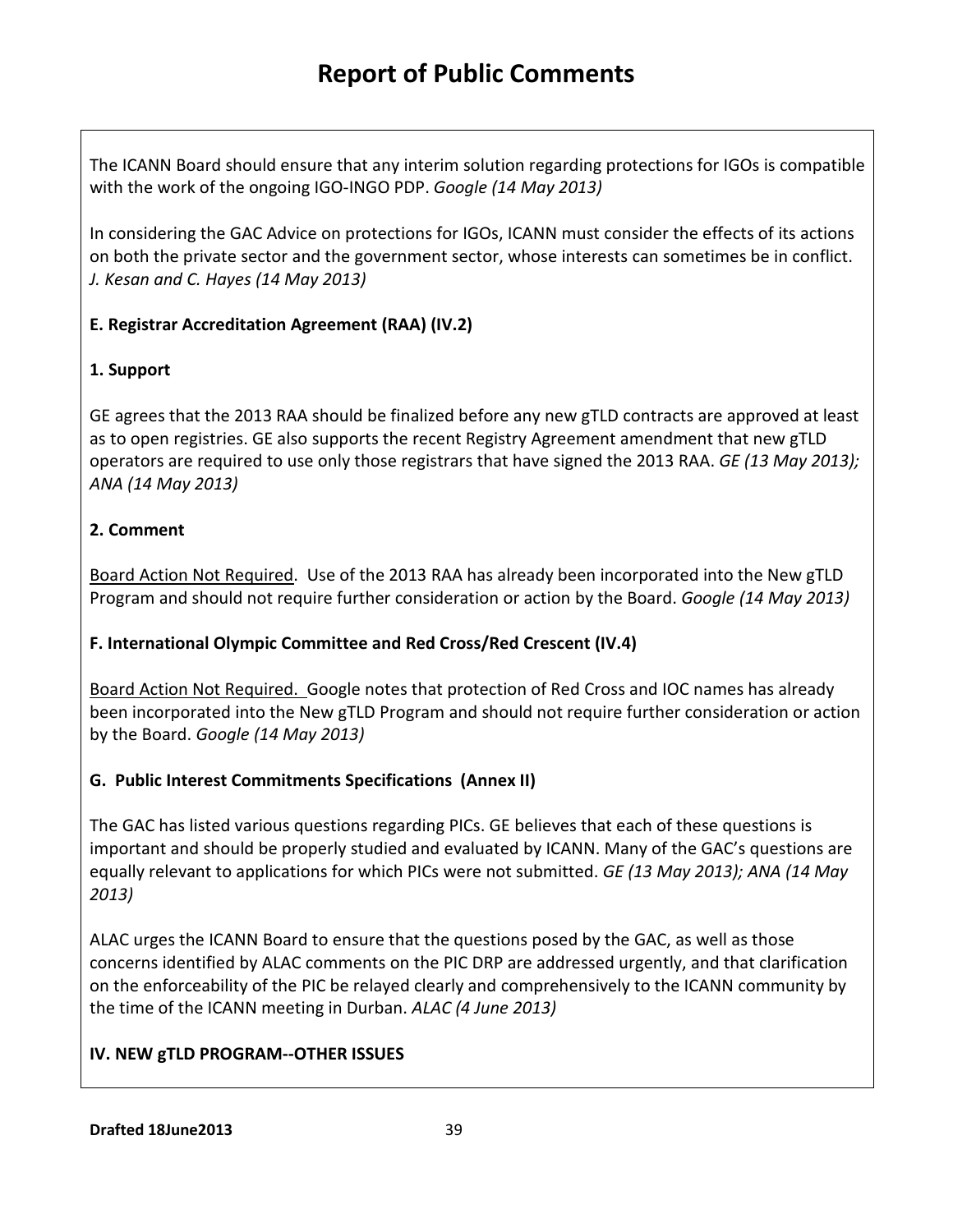The ICANN Board should ensure that any interim solution regarding protections for IGOs is compatible with the work of the ongoing IGO-INGO PDP. *Google (14 May 2013)*

In considering the GAC Advice on protections for IGOs, ICANN must consider the effects of its actions on both the private sector and the government sector, whose interests can sometimes be in conflict. *J. Kesan and C. Hayes (14 May 2013)*

**E. Registrar Accreditation Agreement (RAA) (IV.2)**

**1. Support**

GE agrees that the 2013 RAA should be finalized before any new gTLD contracts are approved at least as to open registries. GE also supports the recent Registry Agreement amendment that new gTLD operators are required to use only those registrars that have signed the 2013 RAA. *GE (13 May 2013); ANA (14 May 2013)*

**2. Comment**

<u>Board Action Not Required</u>. Use of the 2013 RAA has already been incorporated into the New gTLD Program and should not require further consideration or action by the Board. *Google (14 May 2013)*

**F. International Olympic Committee and Red Cross/Red Crescent (IV.4)**

<u>Board Action Not Required.</u> Google notes that protection of Red Cross and IOC names has already been incorporated into the New gTLD Program and should not require further consideration or action by the Board. *Google (14 May 2013)*

**G. Public Interest Commitments Specifications (Annex II)**

The GAC has listed various questions regarding PICs. GE believes that each of these questions is important and should be properly studied and evaluated by ICANN. Many of the GAC's questions are equally relevant to applications for which PICs were not submitted. *GE (13 May 2013); ANA (14 May 2013)*

ALAC urges the ICANN Board to ensure that the questions posed by the GAC, as well as those concerns identified by ALAC comments on the PIC DRP are addressed urgently, and that clarification on the enforceability of the PIC be relayed clearly and comprehensively to the ICANN community by the time of the ICANN meeting in Durban. *ALAC (4 June 2013)*

**IV. NEW gTLD PROGRAM--OTHER ISSUES**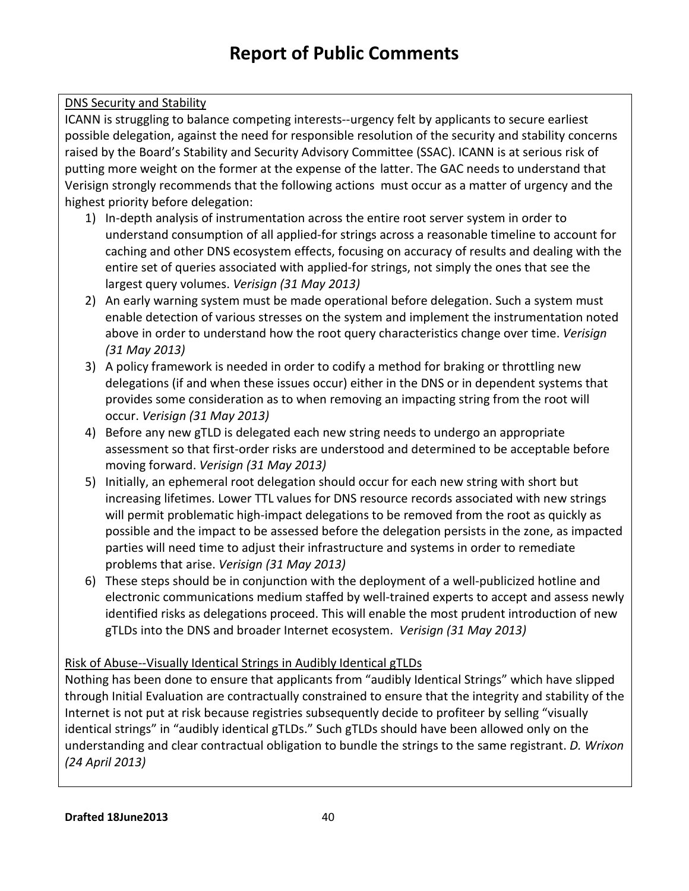# Report of Public Comments

DNS Security and Stability

ICANN is struggling to balance competing interests--urgency felt by applicants to secure earliest possible delegation, against the need for responsible resolution of the security and stability concerns raised by the Board's Stability and Security Advisory Committee (SSAC). ICANN is at serious risk of putting more weight on the former at the expense of the latter. The GAC needs to understand that Verisign strongly recommends that the following actions must occur as a matter of urgency and the highest priority before delegation:

1) In-depth analysis of instrumentation across the entire root server system in order to understand consumption of all applied-for strings across a reasonable timeline to account for caching and other DNS ecosystem effects, focusing on accuracy of results and dealing with the entire set of queries associated with applied-for strings, not simply the ones that see the largest query volumes. *Verisign (31 May 2013)*
2) An early warning system must be made operational before delegation. Such a system must enable detection of various stresses on the system and implement the instrumentation noted above in order to understand how the root query characteristics change over time. *Verisign (31 May 2013)*
3) A policy framework is needed in order to codify a method for braking or throttling new delegations (if and when these issues occur) either in the DNS or in dependent systems that provides some consideration as to when removing an impacting string from the root will occur. *Verisign (31 May 2013)*
4) Before any new gTLD is delegated each new string needs to undergo an appropriate assessment so that first-order risks are understood and determined to be acceptable before moving forward. *Verisign (31 May 2013)*
5) Initially, an ephemeral root delegation should occur for each new string with short but increasing lifetimes. Lower TTL values for DNS resource records associated with new strings will permit problematic high-impact delegations to be removed from the root as quickly as possible and the impact to be assessed before the delegation persists in the zone, as impacted parties will need time to adjust their infrastructure and systems in order to remediate problems that arise. *Verisign (31 May 2013)*
6) These steps should be in conjunction with the deployment of a well-publicized hotline and electronic communications medium staffed by well-trained experts to accept and assess newly identified risks as delegations proceed. This will enable the most prudent introduction of new gTLDs into the DNS and broader Internet ecosystem. *Verisign (31 May 2013)*

Risk of Abuse--Visually Identical Strings in Audibly Identical gTLDs

Nothing has been done to ensure that applicants from "audibly Identical Strings" which have slipped through Initial Evaluation are contractually constrained to ensure that the integrity and stability of the Internet is not put at risk because registries subsequently decide to profiteer by selling "visually identical strings" in "audibly identical gTLDs." Such gTLDs should have been allowed only on the understanding and clear contractual obligation to bundle the strings to the same registrant. *D. Wrixon (24 April 2013)*

**Drafted 18June2013**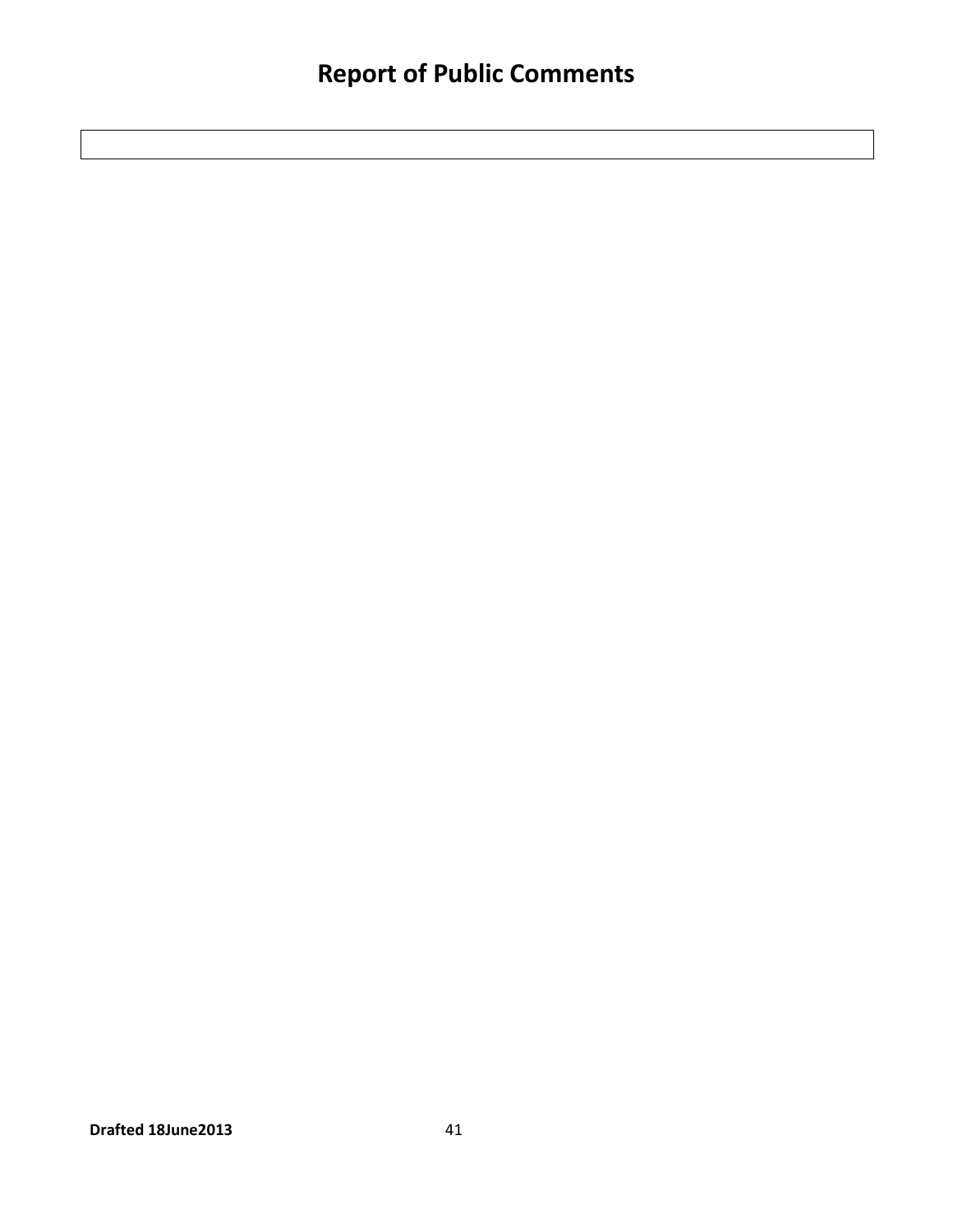# Report of Public Comments

| |
|---|
| |